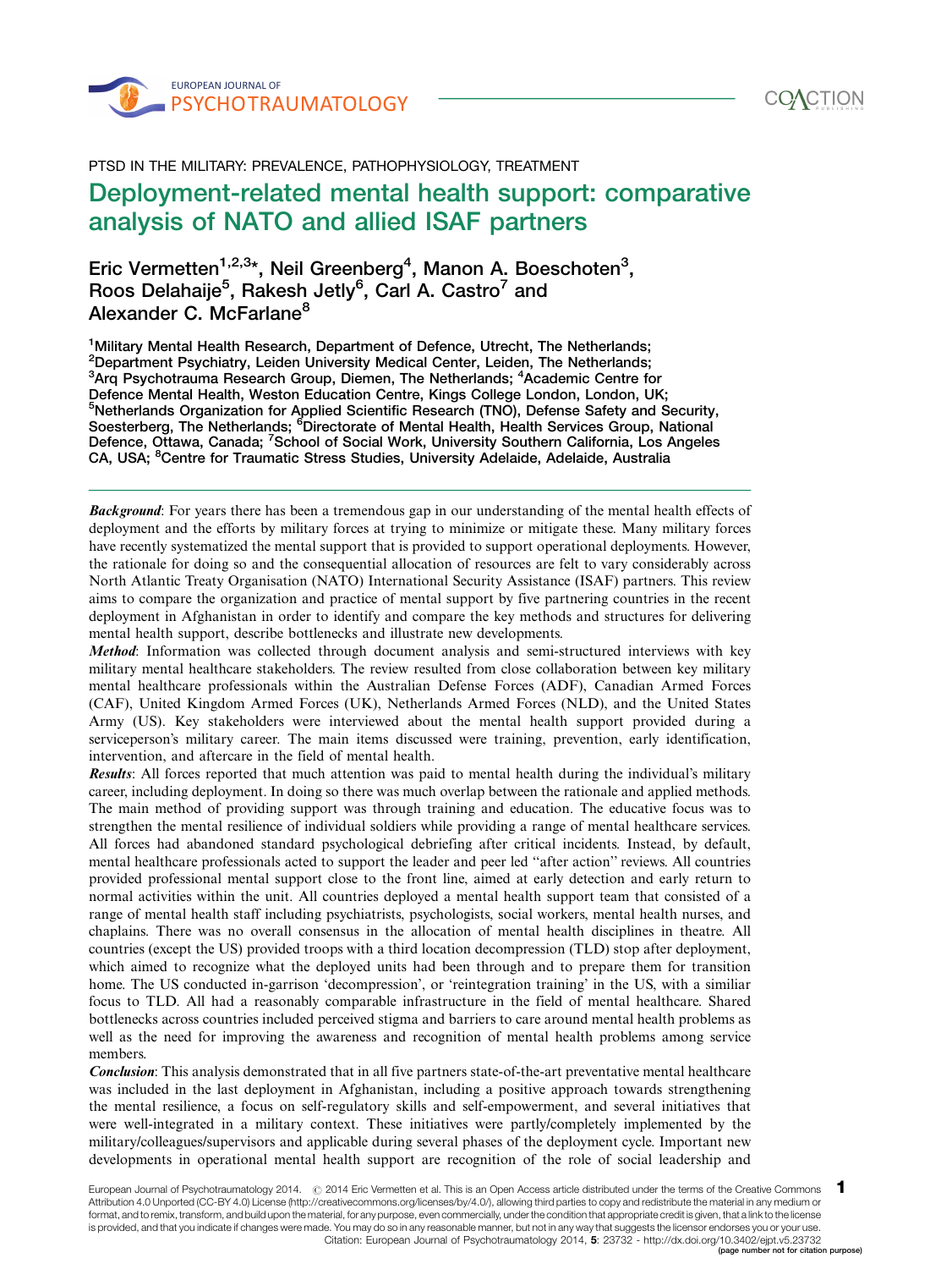PTSD IN THE MILITARY: PREVALENCE, PATHOPHYSIOLOGY, TREATMENT

# Deployment-related mental health support: comparative analysis of NATO and allied ISAF partners

Eric Vermetten[1,2,3]*, Neil Greenberg[4], Manon A. Boeschoten[3], Roos Delahaije[5], Rakesh Jetly[6], Carl A. Castro[7] and Alexander C. McFarlane[8]

[1]Military Mental Health Research, Department of Defence, Utrecht, The Netherlands; [2]Department Psychiatry, Leiden University Medical Center, Leiden, The Netherlands; [3]Arq Psychotrauma Research Group, Diemen, The Netherlands; [4]Academic Centre for Defence Mental Health, Weston Education Centre, Kings College London, London, UK; [5]Netherlands Organization for Applied Scientific Research (TNO), Defense Safety and Security, Soesterberg, The Netherlands; [6]Directorate of Mental Health, Health Services Group, National Defence, Ottawa, Canada; [7]School of Social Work, University Southern California, Los Angeles CA, USA; [8]Centre for Traumatic Stress Studies, University Adelaide, Adelaide, Australia

***Background***: For years there has been a tremendous gap in our understanding of the mental health effects of deployment and the efforts by military forces at trying to minimize or mitigate these. Many military forces have recently systematized the mental support that is provided to support operational deployments. However, the rationale for doing so and the consequential allocation of resources are felt to vary considerably across North Atlantic Treaty Organisation (NATO) International Security Assistance (ISAF) partners. This review aims to compare the organization and practice of mental support by five partnering countries in the recent deployment in Afghanistan in order to identify and compare the key methods and structures for delivering mental health support, describe bottlenecks and illustrate new developments.

***Method***: Information was collected through document analysis and semi-structured interviews with key military mental healthcare stakeholders. The review resulted from close collaboration between key military mental healthcare professionals within the Australian Defense Forces (ADF), Canadian Armed Forces (CAF), United Kingdom Armed Forces (UK), Netherlands Armed Forces (NLD), and the United States Army (US). Key stakeholders were interviewed about the mental health support provided during a serviceperson's military career. The main items discussed were training, prevention, early identification, intervention, and aftercare in the field of mental health.

***Results***: All forces reported that much attention was paid to mental health during the individual's military career, including deployment. In doing so there was much overlap between the rationale and applied methods. The main method of providing support was through training and education. The educative focus was to strengthen the mental resilience of individual soldiers while providing a range of mental healthcare services. All forces had abandoned standard psychological debriefing after critical incidents. Instead, by default, mental healthcare professionals acted to support the leader and peer led "after action" reviews. All countries provided professional mental support close to the front line, aimed at early detection and early return to normal activities within the unit. All countries deployed a mental health support team that consisted of a range of mental health staff including psychiatrists, psychologists, social workers, mental health nurses, and chaplains. There was no overall consensus in the allocation of mental health disciplines in theatre. All countries (except the US) provided troops with a third location decompression (TLD) stop after deployment, which aimed to recognize what the deployed units had been through and to prepare them for transition home. The US conducted in-garrison 'decompression', or 'reintegration training' in the US, with a similiar focus to TLD. All had a reasonably comparable infrastructure in the field of mental healthcare. Shared bottlenecks across countries included perceived stigma and barriers to care around mental health problems as well as the need for improving the awareness and recognition of mental health problems among service members.

***Conclusion***: This analysis demonstrated that in all five partners state-of-the-art preventative mental healthcare was included in the last deployment in Afghanistan, including a positive approach towards strengthening the mental resilience, a focus on self-regulatory skills and self-empowerment, and several initiatives that were well-integrated in a military context. These initiatives were partly/completely implemented by the military/colleagues/supervisors and applicable during several phases of the deployment cycle. Important new developments in operational mental health support are recognition of the role of social leadership and

European Journal of Psychotraumatology 2014. © 2014 Eric Vermetten et al. This is an Open Access article distributed under the terms of the Creative Commons Attribution 4.0 Unported (CC-BY 4.0) License (http://creativecommons.org/licenses/by/4.0/), allowing third parties to copy and redistribute the material in any medium or format, and to remix, transform, and build upon the material, for any purpose, even commercially, under the condition that appropriate credit is given, that a link to the license is provided, and that you indicate if changes were made. You may do so in any reasonable manner, but not in any way that suggests the licensor endorses you or your use.
Citation: European Journal of Psychotraumatology 2014, 5: 23732 - http://dx.doi.org/10.3402/ejpt.v5.23732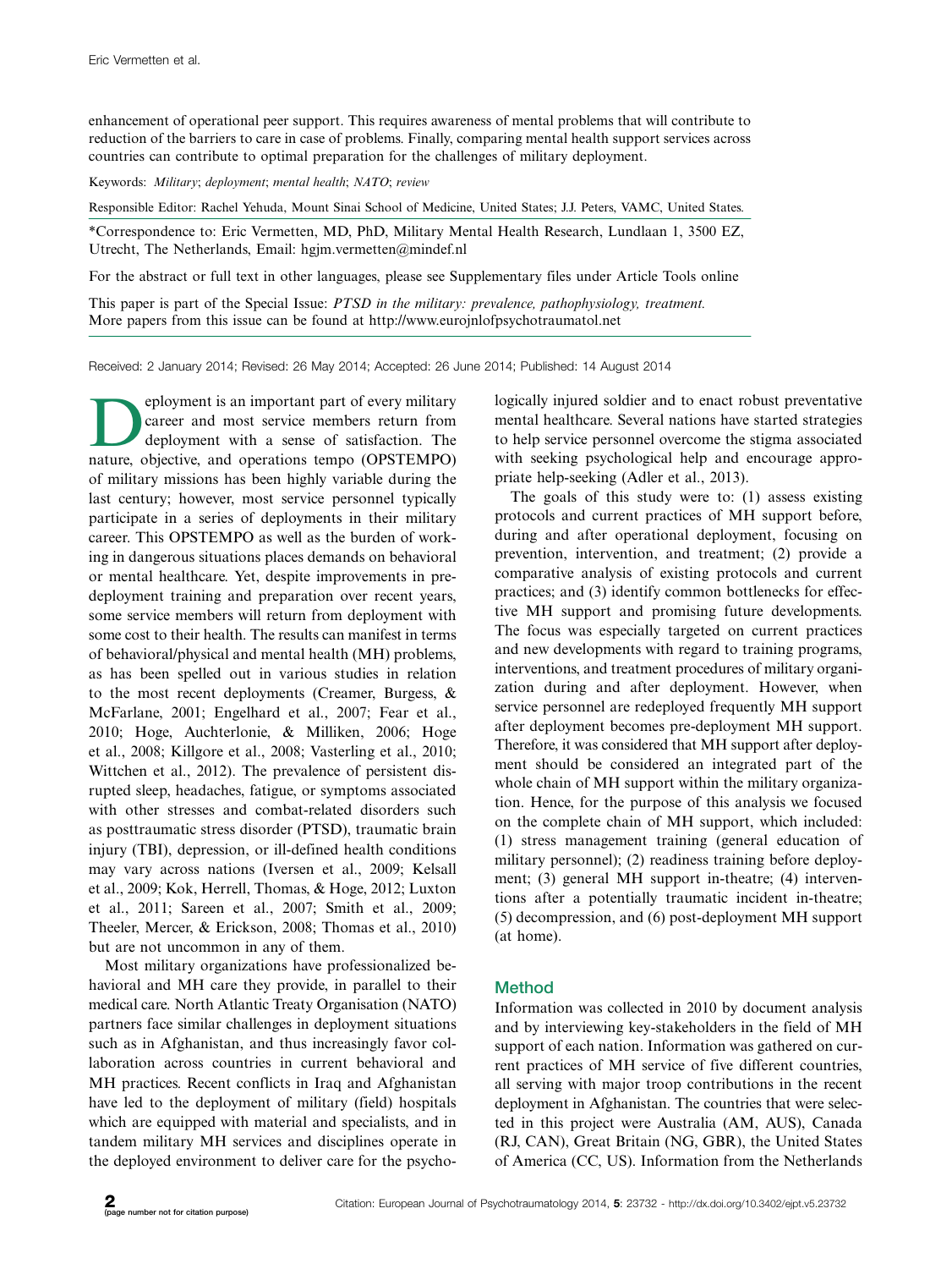enhancement of operational peer support. This requires awareness of mental problems that will contribute to reduction of the barriers to care in case of problems. Finally, comparing mental health support services across countries can contribute to optimal preparation for the challenges of military deployment.

Keywords: *Military*; *deployment*; *mental health*; *NATO*; *review*

Responsible Editor: Rachel Yehuda, Mount Sinai School of Medicine, United States; J.J. Peters, VAMC, United States.

*Correspondence to: Eric Vermetten, MD, PhD, Military Mental Health Research, Lundlaan 1, 3500 EZ, Utrecht, The Netherlands, Email: hgjm.vermetten@mindef.nl

For the abstract or full text in other languages, please see Supplementary files under Article Tools online

This paper is part of the Special Issue: *PTSD in the military: prevalence, pathophysiology, treatment.* More papers from this issue can be found at http://www.eurojnlofpsychotraumatol.net

Received: 2 January 2014; Revised: 26 May 2014; Accepted: 26 June 2014; Published: 14 August 2014

Deployment is an important part of every military career and most service members return from deployment with a sense of satisfaction. The nature, objective, and operations tempo (OPSTEMPO) of military missions has been highly variable during the last century; however, most service personnel typically participate in a series of deployments in their military career. This OPSTEMPO as well as the burden of working in dangerous situations places demands on behavioral or mental healthcare. Yet, despite improvements in pre-deployment training and preparation over recent years, some service members will return from deployment with some cost to their health. The results can manifest in terms of behavioral/physical and mental health (MH) problems, as has been spelled out in various studies in relation to the most recent deployments (Creamer, Burgess, & McFarlane, 2001; Engelhard et al., 2007; Fear et al., 2010; Hoge, Auchterlonie, & Milliken, 2006; Hoge et al., 2008; Killgore et al., 2008; Vasterling et al., 2010; Wittchen et al., 2012). The prevalence of persistent disrupted sleep, headaches, fatigue, or symptoms associated with other stresses and combat-related disorders such as posttraumatic stress disorder (PTSD), traumatic brain injury (TBI), depression, or ill-defined health conditions may vary across nations (Iversen et al., 2009; Kelsall et al., 2009; Kok, Herrell, Thomas, & Hoge, 2012; Luxton et al., 2011; Sareen et al., 2007; Smith et al., 2009; Theeler, Mercer, & Erickson, 2008; Thomas et al., 2010) but are not uncommon in any of them.

Most military organizations have professionalized behavioral and MH care they provide, in parallel to their medical care. North Atlantic Treaty Organisation (NATO) partners face similar challenges in deployment situations such as in Afghanistan, and thus increasingly favor collaboration across countries in current behavioral and MH practices. Recent conflicts in Iraq and Afghanistan have led to the deployment of military (field) hospitals which are equipped with material and specialists, and in tandem military MH services and disciplines operate in the deployed environment to deliver care for the psychologically injured soldier and to enact robust preventative mental healthcare. Several nations have started strategies to help service personnel overcome the stigma associated with seeking psychological help and encourage appropriate help-seeking (Adler et al., 2013).

The goals of this study were to: (1) assess existing protocols and current practices of MH support before, during and after operational deployment, focusing on prevention, intervention, and treatment; (2) provide a comparative analysis of existing protocols and current practices; and (3) identify common bottlenecks for effective MH support and promising future developments. The focus was especially targeted on current practices and new developments with regard to training programs, interventions, and treatment procedures of military organization during and after deployment. However, when service personnel are redeployed frequently MH support after deployment becomes pre-deployment MH support. Therefore, it was considered that MH support after deployment should be considered an integrated part of the whole chain of MH support within the military organization. Hence, for the purpose of this analysis we focused on the complete chain of MH support, which included: (1) stress management training (general education of military personnel); (2) readiness training before deployment; (3) general MH support in-theatre; (4) interventions after a potentially traumatic incident in-theatre; (5) decompression, and (6) post-deployment MH support (at home).

## Method

Information was collected in 2010 by document analysis and by interviewing key-stakeholders in the field of MH support of each nation. Information was gathered on current practices of MH service of five different countries, all serving with major troop contributions in the recent deployment in Afghanistan. The countries that were selected in this project were Australia (AM, AUS), Canada (RJ, CAN), Great Britain (NG, GBR), the United States of America (CC, US). Information from the Netherlands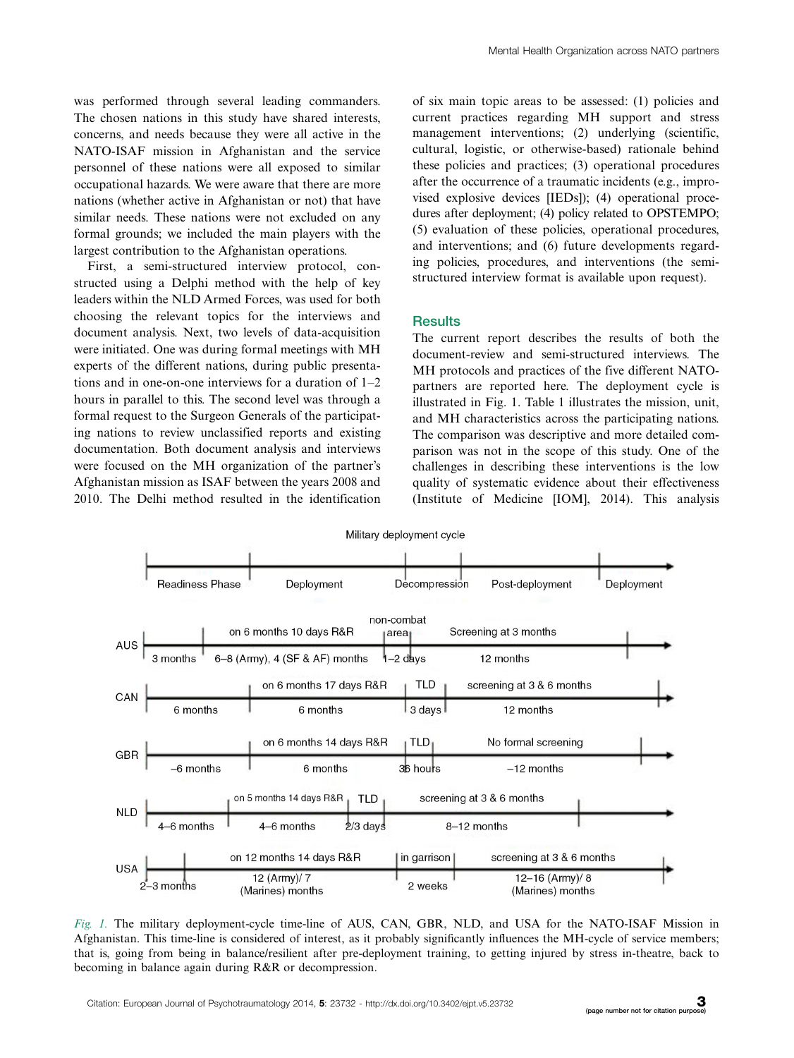was performed through several leading commanders. The chosen nations in this study have shared interests, concerns, and needs because they were all active in the NATO-ISAF mission in Afghanistan and the service personnel of these nations were all exposed to similar occupational hazards. We were aware that there are more nations (whether active in Afghanistan or not) that have similar needs. These nations were not excluded on any formal grounds; we included the main players with the largest contribution to the Afghanistan operations.

First, a semi-structured interview protocol, constructed using a Delphi method with the help of key leaders within the NLD Armed Forces, was used for both choosing the relevant topics for the interviews and document analysis. Next, two levels of data-acquisition were initiated. One was during formal meetings with MH experts of the different nations, during public presentations and in one-on-one interviews for a duration of 1–2 hours in parallel to this. The second level was through a formal request to the Surgeon Generals of the participating nations to review unclassified reports and existing documentation. Both document analysis and interviews were focused on the MH organization of the partner's Afghanistan mission as ISAF between the years 2008 and 2010. The Delhi method resulted in the identification of six main topic areas to be assessed: (1) policies and current practices regarding MH support and stress management interventions; (2) underlying (scientific, cultural, logistic, or otherwise-based) rationale behind these policies and practices; (3) operational procedures after the occurrence of a traumatic incidents (e.g., improvised explosive devices [IEDs]); (4) operational procedures after deployment; (4) policy related to OPSTEMPO; (5) evaluation of these policies, operational procedures, and interventions; and (6) future developments regarding policies, procedures, and interventions (the semi-structured interview format is available upon request).

## Results

The current report describes the results of both the document-review and semi-structured interviews. The MH protocols and practices of the five different NATO-partners are reported here. The deployment cycle is illustrated in Fig. 1. Table 1 illustrates the mission, unit, and MH characteristics across the participating nations. The comparison was descriptive and more detailed comparison was not in the scope of this study. One of the challenges in describing these interventions is the low quality of systematic evidence about their effectiveness (Institute of Medicine [IOM], 2014). This analysis

*Fig. 1.* The military deployment-cycle time-line of AUS, CAN, GBR, NLD, and USA for the NATO-ISAF Mission in Afghanistan. This time-line is considered of interest, as it probably significantly influences the MH-cycle of service members; that is, going from being in balance/resilient after pre-deployment training, to getting injured by stress in-theatre, back to becoming in balance again during R&R or decompression.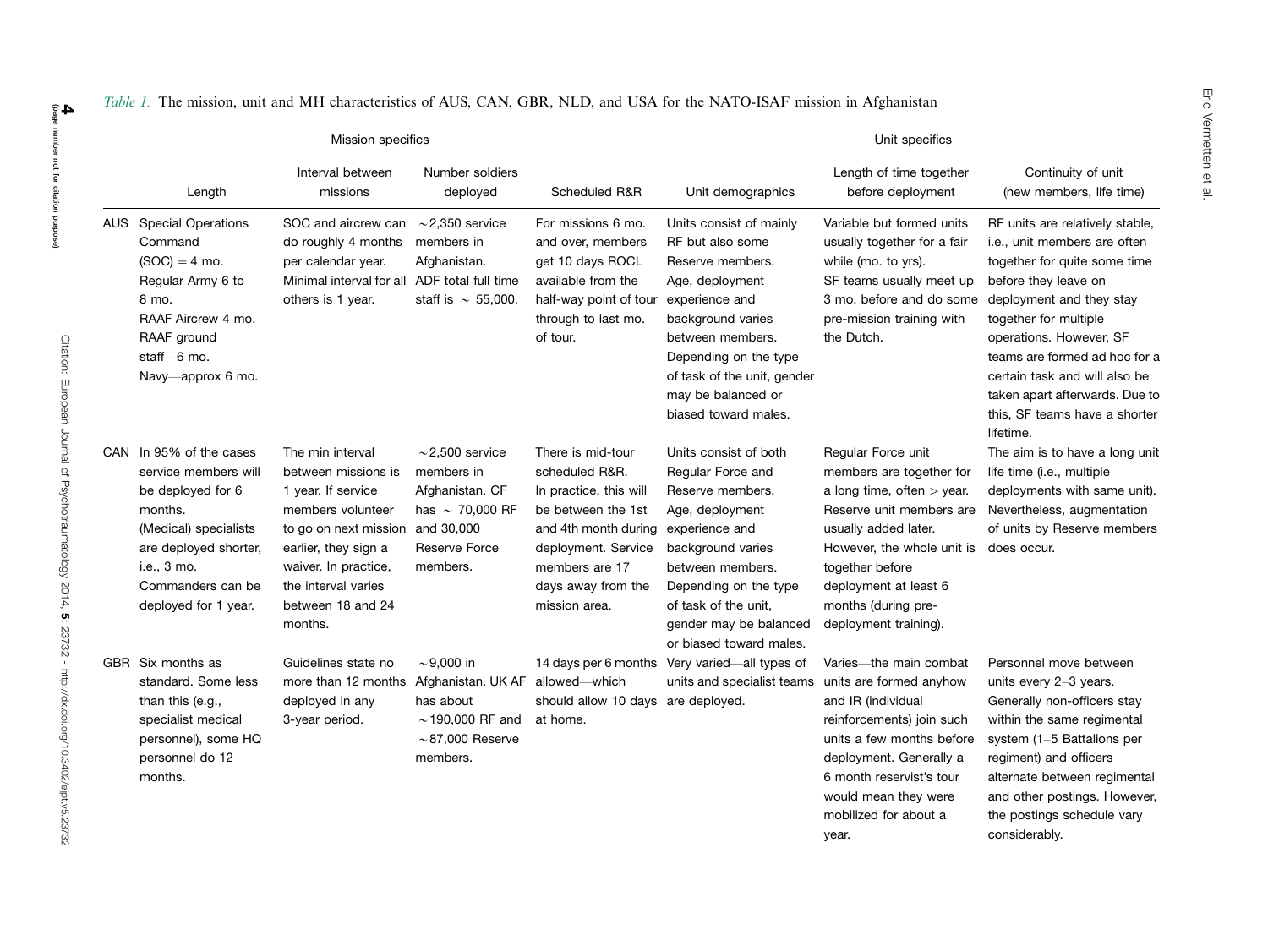*Table 1.* The mission, unit and MH characteristics of AUS, CAN, GBR, NLD, and USA for the NATO-ISAF mission in Afghanistan

| | Mission specifics | | | | Unit specifics | | |
|---|---|---|---|---|---|---|---|
| | Length | Interval between missions | Number soldiers deployed | Scheduled R&R | Unit demographics | Length of time together before deployment | Continuity of unit (new members, life time) |
| AUS | Special Operations Command (SOC) = 4 mo. Regular Army 6 to 8 mo. RAAF Aircrew 4 mo. RAAF ground staff—6 mo. Navy—approx 6 mo. | SOC and aircrew can do roughly 4 months per calendar year. Minimal interval for all others is 1 year. | ~2,350 service members in Afghanistan. ADF total full time staff is ~ 55,000. | For missions 6 mo. and over, members get 10 days ROCL available from the half-way point of tour through to last mo. of tour. | Units consist of mainly RF but also some Reserve members. Age, deployment experience and background varies between members. Depending on the type of task of the unit, gender may be balanced or biased toward males. | Variable but formed units usually together for a fair while (mo. to yrs). SF teams usually meet up 3 mo. before and do some pre-mission training with the Dutch. | RF units are relatively stable, i.e., unit members are often together for quite some time before they leave on deployment and they stay together for multiple operations. However, SF teams are formed ad hoc for a certain task and will also be taken apart afterwards. Due to this, SF teams have a shorter lifetime. |
| CAN | In 95% of the cases service members will be deployed for 6 months. (Medical) specialists are deployed shorter, i.e., 3 mo. Commanders can be deployed for 1 year. | The min interval between missions is 1 year. If service members volunteer to go on next mission earlier, they sign a waiver. In practice, the interval varies between 18 and 24 months. | ~2,500 service members in Afghanistan. CF has ~ 70,000 RF and 30,000 Reserve Force members. | There is mid-tour scheduled R&R. In practice, this will be between the 1st and 4th month during deployment. Service members are 17 days away from the mission area. | Units consist of both Regular Force and Reserve members. Age, deployment experience and background varies between members. Depending on the type of task of the unit, gender may be balanced or biased toward males. | Regular Force unit members are together for a long time, often > year. Reserve unit members are usually added later. However, the whole unit is together before deployment at least 6 months (during pre-deployment training). | The aim is to have a long unit life time (i.e., multiple deployments with same unit). Nevertheless, augmentation of units by Reserve members does occur. |
| GBR | Six months as standard. Some less than this (e.g., specialist medical personnel), some HQ personnel do 12 months. | Guidelines state no more than 12 months deployed in any 3-year period. | ~9,000 in Afghanistan. UK AF has about ~190,000 RF and ~87,000 Reserve members. | 14 days per 6 months allowed—which should allow 10 days at home. | Very varied—all types of units and specialist teams are deployed. | Varies—the main combat units are formed anyhow and IR (individual reinforcements) join such units a few months before deployment. Generally a 6 month reservist's tour would mean they were mobilized for about a year. | Personnel move between units every 2–3 years. Generally non-officers stay within the same regimental system (1–5 Battalions per regiment) and officers alternate between regimental and other postings. However, the postings schedule vary considerably. |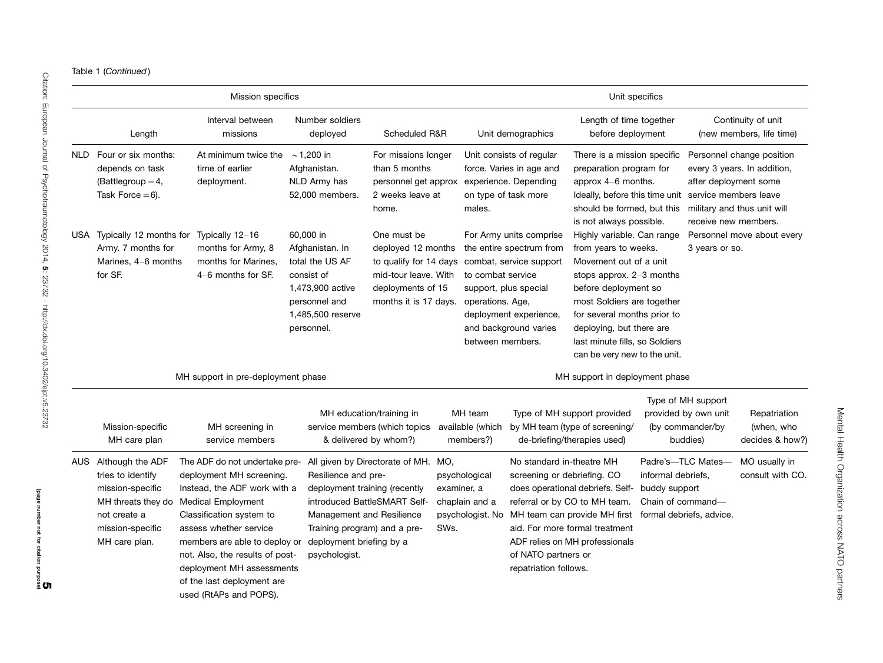Table 1 (*Continued*)

| | Mission specifics | | | | Unit specifics | | |
|---|---|---|---|---|---|---|---|
| | Length | Interval between missions | Number soldiers deployed | Scheduled R&R | Unit demographics | Length of time together before deployment | Continuity of unit (new members, life time) |
| NLD | Four or six months: depends on task (Battlegroup = 4, Task Force = 6). | At minimum twice the time of earlier deployment. | ~1,200 in Afghanistan. NLD Army has 52,000 members. | For missions longer than 5 months personnel get approx 2 weeks leave at home. | Unit consists of regular force. Varies in age and experience. Depending on type of task more males. | There is a mission specific preparation program for approx 4–6 months. Ideally, before this time unit should be formed, but this is not always possible. | Personnel change position every 3 years. In addition, after deployment some service members leave military and thus unit will receive new members. |
| USA | Typically 12 months for Army. 7 months for Marines, 4–6 months for SF. | Typically 12–16 months for Army, 8 months for Marines, 4–6 months for SF. | 60,000 in Afghanistan. In total the US AF consist of 1,473,900 active personnel and 1,485,500 reserve personnel. | One must be deployed 12 months to qualify for 14 days mid-tour leave. With deployments of 15 months it is 17 days. | For Army units comprise the entire spectrum from combat, service support to combat service support, plus special operations. Age, deployment experience, and background varies between members. | Highly variable. Can range from years to weeks. Movement out of a unit stops approx. 2–3 months before deployment so most Soldiers are together for several months prior to deploying, but there are last minute fills, so Soldiers can be very new to the unit. | Personnel move about every 3 years or so. |

| | MH support in pre-deployment phase | | | MH support in deployment phase | | | |
|---|---|---|---|---|---|---|---|
| | Mission-specific MH care plan | MH screening in service members | MH education/training in service members (which topics & delivered by whom?) | MH team available (which members?) | Type of MH support provided by MH team (type of screening/de-briefing/therapies used) | Type of MH support provided by own unit (by commander/by buddies) | Repatriation (when, who decides & how?) |
| AUS | Although the ADF tries to identify mission-specific MH threats they do not create a mission-specific MH care plan. | The ADF do not undertake pre-deployment MH screening. Instead, the ADF work with a Medical Employment Classification system to assess whether service members are able to deploy or not. Also, the results of post-deployment MH assessments of the last deployment are used (RtAPs and POPS). | All given by Directorate of MH. Resilience and pre-deployment training (recently introduced BattleSMART Self-Management and Resilience Training program) and a pre-deployment briefing by a psychologist. | MO, psychological examiner, a chaplain and a psychologist. No SWs. | No standard in-theatre MH screening or debriefing. CO does operational debriefs. Self-referral or by CO to MH team. MH team can provide MH first aid. For more formal treatment ADF relies on MH professionals of NATO partners or repatriation follows. | Padre's—TLC Mates—informal debriefs, buddy support. Chain of command—formal debriefs, advice. | MO usually in consult with CO. |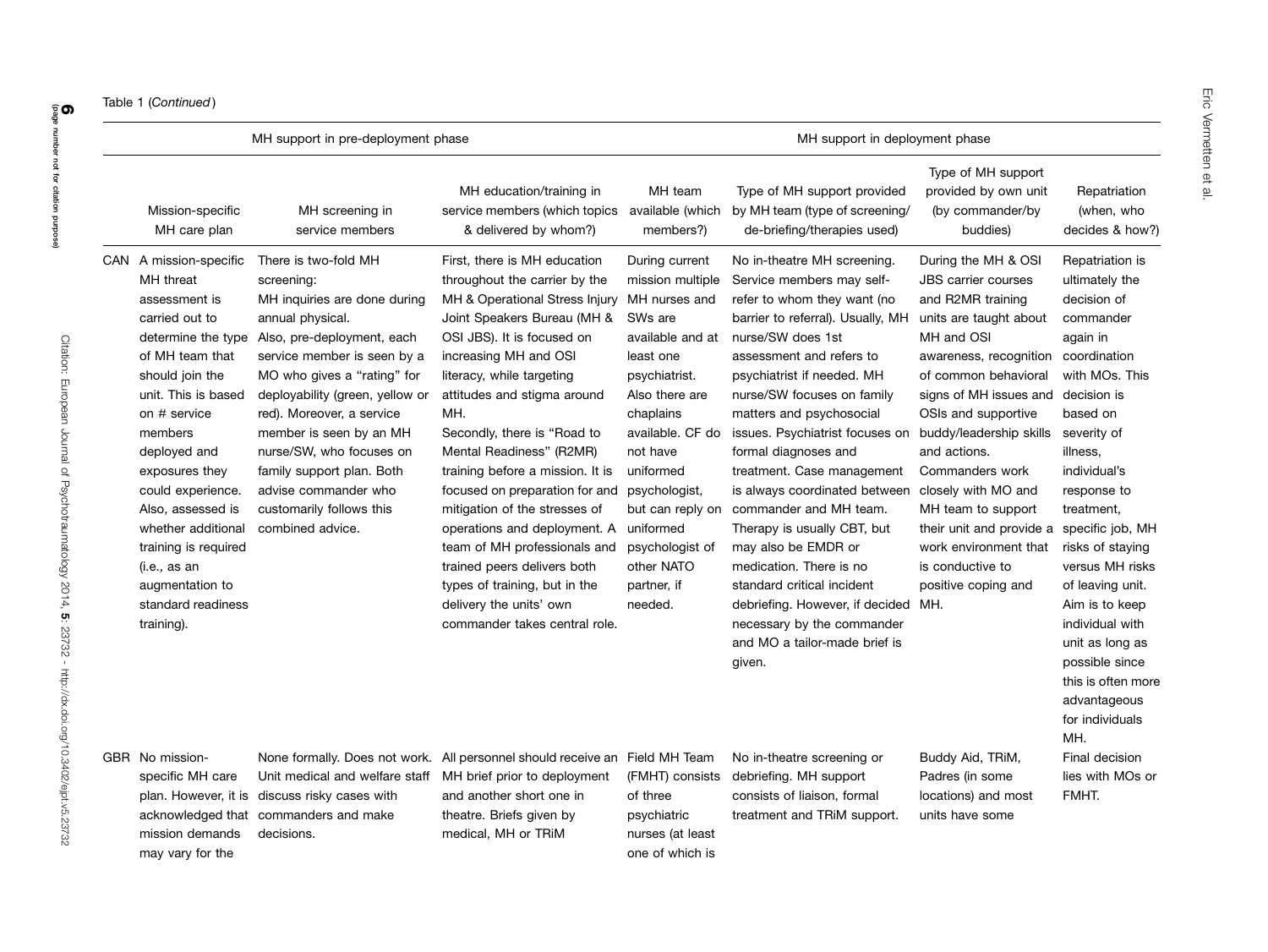Table 1 (*Continued*)

| | MH support in pre-deployment phase | | | MH support in deployment phase | | | |
|---|---|---|---|---|---|---|---|
| | Mission-specific MH care plan | MH screening in service members | MH education/training in service members (which topics & delivered by whom?) | MH team available (which members?) | Type of MH support provided by MH team (type of screening/ de-briefing/therapies used) | Type of MH support provided by own unit (by commander/by buddies) | Repatriation (when, who decides & how?) |
| CAN | A mission-specific MH threat assessment is carried out to determine the type of MH team that should join the unit. This is based on # service members deployed and exposures they could experience. Also, assessed is whether additional training is required (i.e., as an augmentation to standard readiness training). | There is two-fold MH screening: MH inquiries are done during annual physical. Also, pre-deployment, each service member is seen by a MO who gives a "rating" for deployability (green, yellow or red). Moreover, a service member is seen by an MH nurse/SW, who focuses on family support plan. Both advise commander who customarily follows this combined advice. | First, there is MH education throughout the carrier by the MH & Operational Stress Injury Joint Speakers Bureau (MH & OSI JBS). It is focused on increasing MH and OSI literacy, while targeting attitudes and stigma around MH. Secondly, there is "Road to Mental Readiness" (R2MR) training before a mission. It is focused on preparation for and mitigation of the stresses of operations and deployment. A team of MH professionals and trained peers delivers both types of training, but in the delivery the units' own commander takes central role. | During current mission multiple MH nurses and SWs are available and at least one psychiatrist. Also there are chaplains available. CF do not have uniformed psychologist, but can reply on uniformed psychologist of other NATO partner, if needed. | No in-theatre MH screening. Service members may self-refer to whom they want (no barrier to referral). Usually, MH nurse/SW does 1st assessment and refers to psychiatrist if needed. MH nurse/SW focuses on family matters and psychosocial issues. Psychiatrist focuses on formal diagnoses and treatment. Case management is always coordinated between commander and MH team. Therapy is usually CBT, but may also be EMDR or medication. There is no standard critical incident debriefing. However, if decided necessary by the commander and MO a tailor-made brief is given. | During the MH & OSI JBS carrier courses and R2MR training units are taught about MH and OSI awareness, recognition of common behavioral signs of MH issues and OSIs and supportive buddy/leadership skills and actions. Commanders work closely with MO and MH team to support their unit and provide a work environment that is conductive to positive coping and MH. | Repatriation is ultimately the decision of commander again in coordination with MOs. This decision is based on severity of illness, individual's response to treatment, specific job, MH risks of staying versus MH risks of leaving unit. Aim is to keep individual with unit as long as possible since this is often more advantageous for individuals MH. |
| GBR | No mission-specific MH care plan. However, it is acknowledged that mission demands may vary for the | None formally. Does not work. Unit medical and welfare staff discuss risky cases with commanders and make decisions. | All personnel should receive an MH brief prior to deployment and another short one in theatre. Briefs given by medical, MH or TRiM | Field MH Team (FMHT) consists of three psychiatric nurses (at least one of which is | No in-theatre screening or debriefing. MH support consists of liaison, formal treatment and TRiM support. | Buddy Aid, TRiM, Padres (in some locations) and most units have some | Final decision lies with MOs or FMHT. |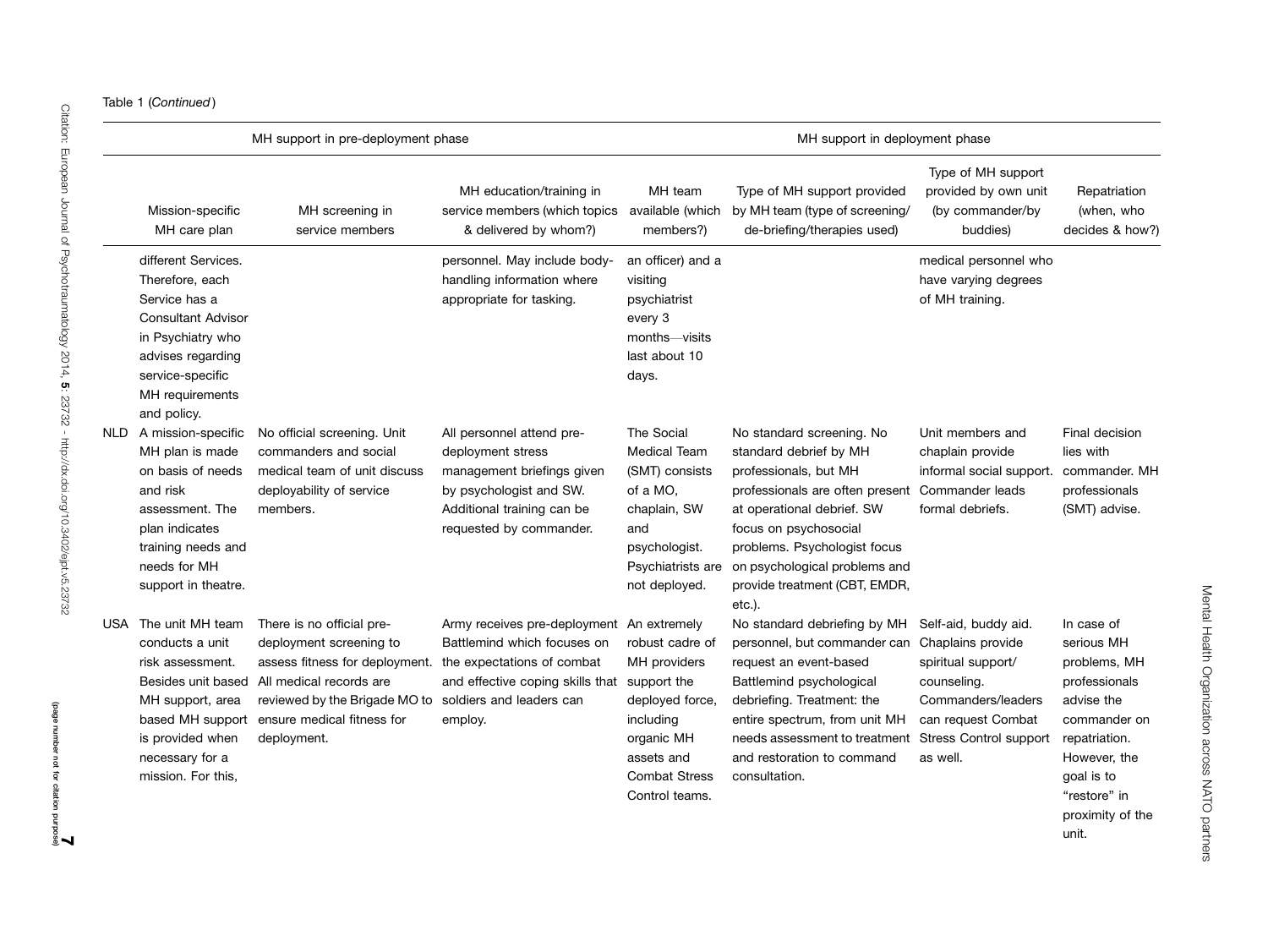Table 1 (*Continued*)

| | MH support in pre-deployment phase | | | MH support in deployment phase | | | |
|---|---|---|---|---|---|---|---|
| | Mission-specific MH care plan | MH screening in service members | MH education/training in service members (which topics & delivered by whom?) | MH team available (which members?) | Type of MH support provided by MH team (type of screening/ de-briefing/therapies used) | Type of MH support provided by own unit (by commander/by buddies) | Repatriation (when, who decides & how?) |
| | different Services. Therefore, each Service has a Consultant Advisor in Psychiatry who advises regarding service-specific MH requirements and policy. | | personnel. May include body-handling information where appropriate for tasking. | an officer) and a visiting psychiatrist every 3 months—visits last about 10 days. | | medical personnel who have varying degrees of MH training. | |
| NLD | A mission-specific MH plan is made on basis of needs and risk assessment. The plan indicates training needs and needs for MH support in theatre. | No official screening. Unit commanders and social medical team of unit discuss deployability of service members. | All personnel attend pre-deployment stress management briefings given by psychologist and SW. Additional training can be requested by commander. | The Social Medical Team (SMT) consists of a MO, chaplain, SW and psychologist. Psychiatrists are not deployed. | No standard screening. No standard debrief by MH professionals, but MH professionals are often present at operational debrief. SW focus on psychosocial problems. Psychologist focus on psychological problems and provide treatment (CBT, EMDR, etc.). | Unit members and chaplain provide informal social support. Commander leads formal debriefs. | Final decision lies with commander. MH professionals (SMT) advise. |
| USA | The unit MH team conducts a unit risk assessment. Besides unit based MH support, area based MH support is provided when necessary for a mission. For this, | There is no official pre-deployment screening to assess fitness for deployment. All medical records are reviewed by the Brigade MO to ensure medical fitness for deployment. | Army receives pre-deployment Battlemind which focuses on the expectations of combat and effective coping skills that soldiers and leaders can employ. | An extremely robust cadre of MH providers support the deployed force, including organic MH assets and Combat Stress Control teams. | No standard debriefing by MH personnel, but commander can request an event-based Battlemind psychological debriefing. Treatment: the entire spectrum, from unit MH needs assessment to treatment and restoration to command consultation. | Self-aid, buddy aid. Chaplains provide spiritual support/ counseling. Commanders/leaders can request Combat Stress Control support as well. | In case of serious MH problems, MH professionals advise the commander on repatriation. However, the goal is to "restore" in proximity of the unit. |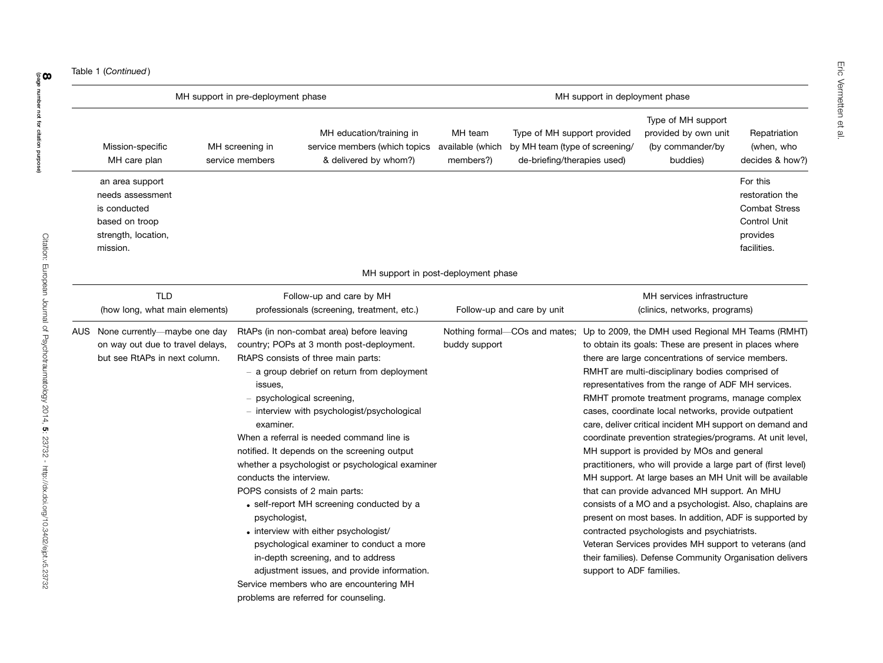Table 1 (*Continued*)

| | MH support in pre-deployment phase | | | MH support in deployment phase | | | |
|---|---|---|---|---|---|---|---|
| | Mission-specific MH care plan | MH screening in service members | MH education/training in service members (which topics & delivered by whom?) | MH team available (which members?) | Type of MH support provided by MH team (type of screening/ de-briefing/therapies used) | Type of MH support provided by own unit (by commander/by buddies) | Repatriation (when, who decides & how?) |
| | an area support needs assessment is conducted based on troop strength, location, mission. | | | | | | For this restoration the Combat Stress Control Unit provides facilities. |

| | MH support in post-deployment phase | | | |
|---|---|---|---|---|
| | TLD (how long, what main elements) | Follow-up and care by MH professionals (screening, treatment, etc.) | Follow-up and care by unit | MH services infrastructure (clinics, networks, programs) |
| AUS | None currently—maybe one day on way out due to travel delays, but see RtAPs in next column. | RtAPs (in non-combat area) before leaving country; POPs at 3 month post-deployment. RtAPS consists of three main parts: – a group debrief on return from deployment issues, – psychological screening, – interview with psychologist/psychological examiner. When a referral is needed command line is notified. It depends on the screening output whether a psychologist or psychological examiner conducts the interview. POPS consists of 2 main parts: • self-report MH screening conducted by a psychologist, • interview with either psychologist/ psychological examiner to conduct a more in-depth screening, and to address adjustment issues, and provide information. Service members who are encountering MH problems are referred for counseling. | Nothing formal—COs and mates; buddy support | Up to 2009, the DMH used Regional MH Teams (RMHT) to obtain its goals: These are present in places where there are large concentrations of service members. RMHT are multi-disciplinary bodies comprised of representatives from the range of ADF MH services. RMHT promote treatment programs, manage complex cases, coordinate local networks, provide outpatient care, deliver critical incident MH support on demand and coordinate prevention strategies/programs. At unit level, MH support is provided by MOs and general practitioners, who will provide a large part of (first level) MH support. At large bases an MH Unit will be available that can provide advanced MH support. An MHU consists of a MO and a psychologist. Also, chaplains are present on most bases. In addition, ADF is supported by contracted psychologists and psychiatrists. Veteran Services provides MH support to veterans (and their families). Defense Community Organisation delivers support to ADF families. |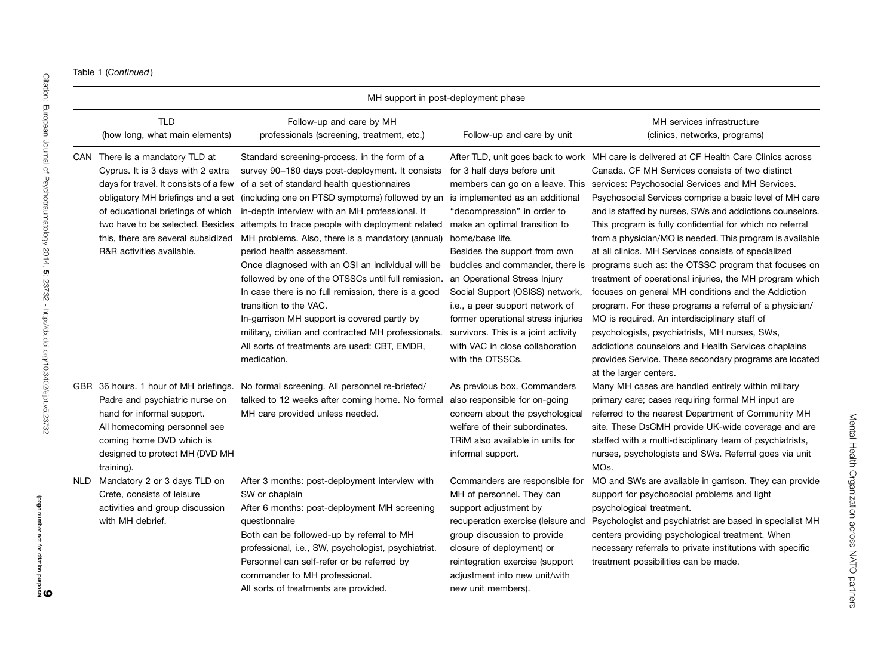Table 1 (*Continued*)

| | MH support in post-deployment phase | | | |
|---|---|---|---|---|
| | TLD (how long, what main elements) | Follow-up and care by MH professionals (screening, treatment, etc.) | Follow-up and care by unit | MH services infrastructure (clinics, networks, programs) |
| CAN | There is a mandatory TLD at Cyprus. It is 3 days with 2 extra days for travel. It consists of a few obligatory MH briefings and a set of educational briefings of which two have to be selected. Besides this, there are several subsidized R&R activities available. | Standard screening-process, in the form of a survey 90–180 days post-deployment. It consists of a set of standard health questionnaires (including one on PTSD symptoms) followed by an in-depth interview with an MH professional. It attempts to trace people with deployment related MH problems. Also, there is a mandatory (annual) period health assessment. Once diagnosed with an OSI an individual will be followed by one of the OTSSCs until full remission. In case there is no full remission, there is a good transition to the VAC. In-garrison MH support is covered partly by military, civilian and contracted MH professionals. All sorts of treatments are used: CBT, EMDR, medication. | After TLD, unit goes back to work for 3 half days before unit members can go on a leave. This is implemented as an additional "decompression" in order to make an optimal transition to home/base life. Besides the support from own buddies and commander, there is an Operational Stress Injury Social Support (OSISS) network, i.e., a peer support network of former operational stress injuries survivors. This is a joint activity with VAC in close collaboration with the OTSSCs. | MH care is delivered at CF Health Care Clinics across Canada. CF MH Services consists of two distinct services: Psychosocial Services and MH Services. Psychosocial Services comprise a basic level of MH care and is staffed by nurses, SWs and addictions counselors. This program is fully confidential for which no referral from a physician/MO is needed. This program is available at all clinics. MH Services consists of specialized programs such as: the OTSSC program that focuses on treatment of operational injuries, the MH program which focuses on general MH conditions and the Addiction program. For these programs a referral of a physician/MO is required. An interdisciplinary staff of psychologists, psychiatrists, MH nurses, SWs, addictions counselors and Health Services chaplains provides Service. These secondary programs are located at the larger centers. |
| GBR | 36 hours. 1 hour of MH briefings. Padre and psychiatric nurse on hand for informal support. All homecoming personnel see coming home DVD which is designed to protect MH (DVD MH training). | No formal screening. All personnel re-briefed/talked to 12 weeks after coming home. No formal MH care provided unless needed. | As previous box. Commanders also responsible for on-going concern about the psychological welfare of their subordinates. TRiM also available in units for informal support. | Many MH cases are handled entirely within military primary care; cases requiring formal MH input are referred to the nearest Department of Community MH site. These DsCMH provide UK-wide coverage and are staffed with a multi-disciplinary team of psychiatrists, nurses, psychologists and SWs. Referral goes via unit MOs. |
| NLD | Mandatory 2 or 3 days TLD on Crete, consists of leisure activities and group discussion with MH debrief. | After 3 months: post-deployment interview with SW or chaplain<br>After 6 months: post-deployment MH screening questionnaire<br>Both can be followed-up by referral to MH professional, i.e., SW, psychologist, psychiatrist. Personnel can self-refer or be referred by commander to MH professional.<br>All sorts of treatments are provided. | Commanders are responsible for MH of personnel. They can support adjustment by recuperation exercise (leisure and group discussion to provide closure of deployment) or reintegration exercise (support adjustment into new unit/with new unit members). | MO and SWs are available in garrison. They can provide support for psychosocial problems and light psychological treatment. Psychologist and psychiatrist are based in specialist MH centers providing psychological treatment. When necessary referrals to private institutions with specific treatment possibilities can be made. |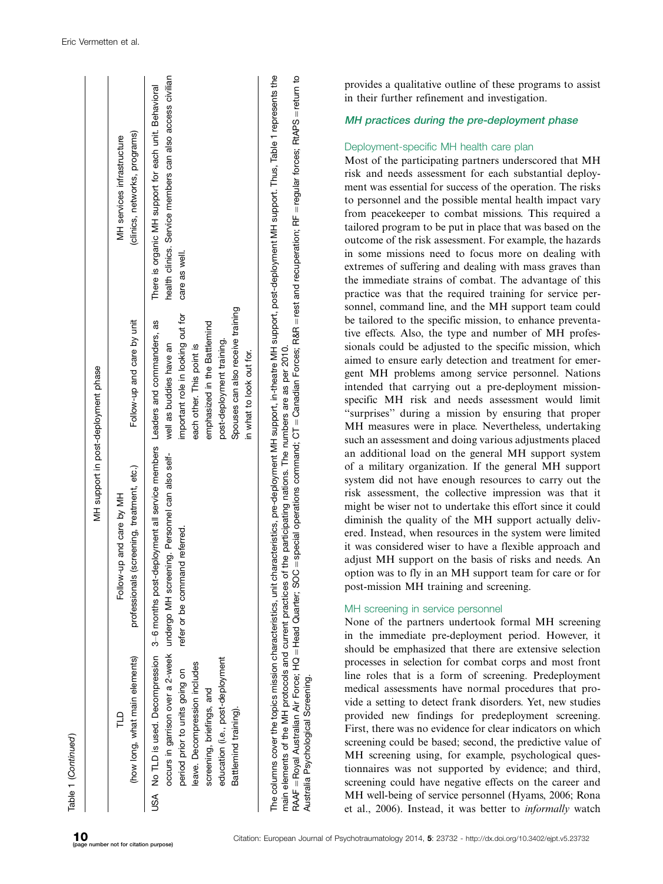Table 1 (*Continued*)

| | MH support in post-deployment phase | | | |
|---|---|---|---|---|
| | TLD (how long, what main elements) | Follow-up and care by MH professionals (screening, treatment, etc.) | Follow-up and care by unit | MH services infrastructure (clinics, networks, programs) |
| USA | No TLD is used. Decompression occurs in garrison over a 2-week period prior to units going on leave. Decompression includes screening, briefings, and education (i.e., post-deployment Battlemind training). | 3–6 months post-deployment all service members undergo MH screening. Personnel can also self-refer or be command referred. | Leaders and commanders, as well as buddies have an important role in looking out for each other. This point is emphasized in the Battlemind post-deployment training. Spouses can also receive training in what to look out for. | There is organic MH support for each unit. Behavioral health clinics. Service members can also access civilian care as well. |

The columns cover the topics mission characteristics, unit characteristics, pre-deployment MH support, in-theatre MH support, post-deployment MH support. Thus, Table 1 represents the main elements of the MH protocols and current practices of the participating nations. The numbers are as per 2010.
RAAF = Royal Australian Air Force; HQ = Head Quarter; SOC = special operations command; CT = Canadian Forces; R&R = rest and recuperation; RF = regular forces; RtAPS = return to Australia Psychological Screening.

provides a qualitative outline of these programs to assist in their further refinement and investigation.

### MH practices during the pre-deployment phase

#### Deployment-specific MH health care plan

Most of the participating partners underscored that MH risk and needs assessment for each substantial deployment was essential for success of the operation. The risks to personnel and the possible mental health impact vary from peacekeeper to combat missions. This required a tailored program to be put in place that was based on the outcome of the risk assessment. For example, the hazards in some missions need to focus more on dealing with extremes of suffering and dealing with mass graves than the immediate strains of combat. The advantage of this practice was that the required training for service personnel, command line, and the MH support team could be tailored to the specific mission, to enhance preventative effects. Also, the type and number of MH professionals could be adjusted to the specific mission, which aimed to ensure early detection and treatment for emergent MH problems among service personnel. Nations intended that carrying out a pre-deployment mission-specific MH risk and needs assessment would limit "surprises" during a mission by ensuring that proper MH measures were in place. Nevertheless, undertaking such an assessment and doing various adjustments placed an additional load on the general MH support system of a military organization. If the general MH support system did not have enough resources to carry out the risk assessment, the collective impression was that it might be wiser not to undertake this effort since it could diminish the quality of the MH support actually delivered. Instead, when resources in the system were limited it was considered wiser to have a flexible approach and adjust MH support on the basis of risks and needs. An option was to fly in an MH support team for care or for post-mission MH training and screening.

#### MH screening in service personnel

None of the partners undertook formal MH screening in the immediate pre-deployment period. However, it should be emphasized that there are extensive selection processes in selection for combat corps and most front line roles that is a form of screening. Predeployment medical assessments have normal procedures that provide a setting to detect frank disorders. Yet, new studies provided new findings for predeployment screening. First, there was no evidence for clear indicators on which screening could be based; second, the predictive value of MH screening using, for example, psychological questionnaires was not supported by evidence; and third, screening could have negative effects on the career and MH well-being of service personnel (Hyams, 2006; Rona et al., 2006). Instead, it was better to *informally* watch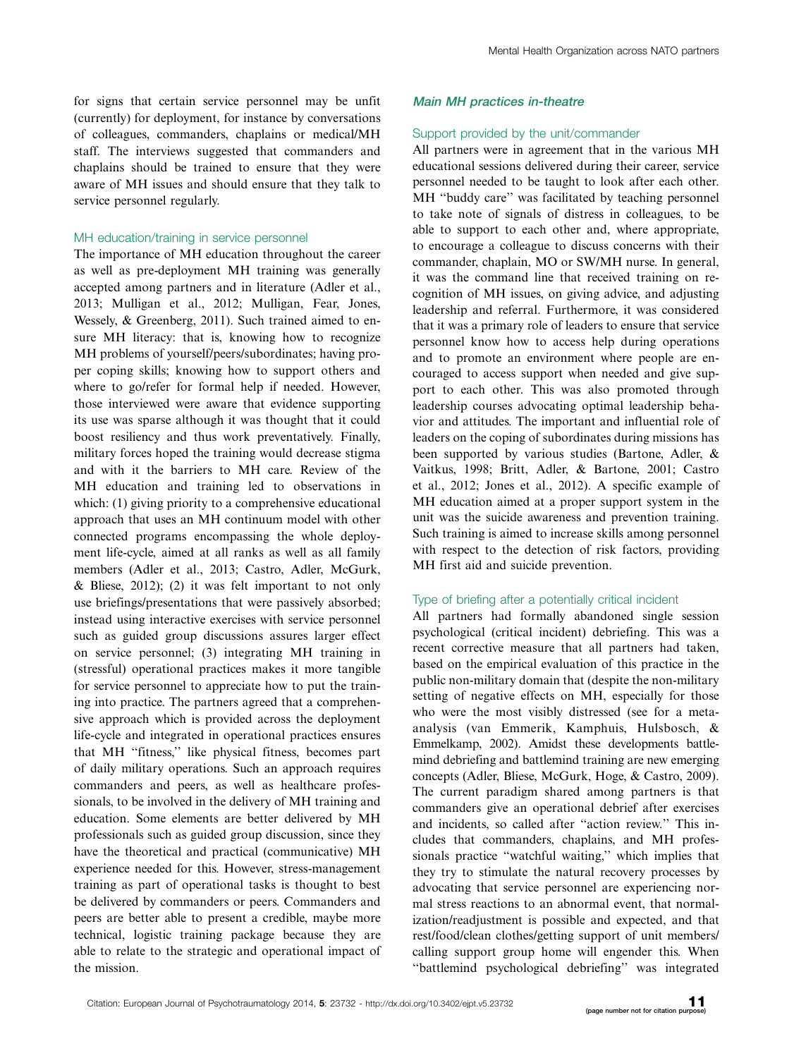for signs that certain service personnel may be unfit (currently) for deployment, for instance by conversations of colleagues, commanders, chaplains or medical/MH staff. The interviews suggested that commanders and chaplains should be trained to ensure that they were aware of MH issues and should ensure that they talk to service personnel regularly.

#### MH education/training in service personnel

The importance of MH education throughout the career as well as pre-deployment MH training was generally accepted among partners and in literature (Adler et al., 2013; Mulligan et al., 2012; Mulligan, Fear, Jones, Wessely, & Greenberg, 2011). Such trained aimed to ensure MH literacy: that is, knowing how to recognize MH problems of yourself/peers/subordinates; having proper coping skills; knowing how to support others and where to go/refer for formal help if needed. However, those interviewed were aware that evidence supporting its use was sparse although it was thought that it could boost resiliency and thus work preventatively. Finally, military forces hoped the training would decrease stigma and with it the barriers to MH care. Review of the MH education and training led to observations in which: (1) giving priority to a comprehensive educational approach that uses an MH continuum model with other connected programs encompassing the whole deployment life-cycle, aimed at all ranks as well as all family members (Adler et al., 2013; Castro, Adler, McGurk, & Bliese, 2012); (2) it was felt important to not only use briefings/presentations that were passively absorbed; instead using interactive exercises with service personnel such as guided group discussions assures larger effect on service personnel; (3) integrating MH training in (stressful) operational practices makes it more tangible for service personnel to appreciate how to put the training into practice. The partners agreed that a comprehensive approach which is provided across the deployment life-cycle and integrated in operational practices ensures that MH ''fitness,'' like physical fitness, becomes part of daily military operations. Such an approach requires commanders and peers, as well as healthcare professionals, to be involved in the delivery of MH training and education. Some elements are better delivered by MH professionals such as guided group discussion, since they have the theoretical and practical (communicative) MH experience needed for this. However, stress-management training as part of operational tasks is thought to best be delivered by commanders or peers. Commanders and peers are better able to present a credible, maybe more technical, logistic training package because they are able to relate to the strategic and operational impact of the mission.

### *Main MH practices in-theatre*

#### Support provided by the unit/commander

All partners were in agreement that in the various MH educational sessions delivered during their career, service personnel needed to be taught to look after each other. MH ''buddy care'' was facilitated by teaching personnel to take note of signals of distress in colleagues, to be able to support to each other and, where appropriate, to encourage a colleague to discuss concerns with their commander, chaplain, MO or SW/MH nurse. In general, it was the command line that received training on recognition of MH issues, on giving advice, and adjusting leadership and referral. Furthermore, it was considered that it was a primary role of leaders to ensure that service personnel know how to access help during operations and to promote an environment where people are encouraged to access support when needed and give support to each other. This was also promoted through leadership courses advocating optimal leadership behavior and attitudes. The important and influential role of leaders on the coping of subordinates during missions has been supported by various studies (Bartone, Adler, & Vaitkus, 1998; Britt, Adler, & Bartone, 2001; Castro et al., 2012; Jones et al., 2012). A specific example of MH education aimed at a proper support system in the unit was the suicide awareness and prevention training. Such training is aimed to increase skills among personnel with respect to the detection of risk factors, providing MH first aid and suicide prevention.

#### Type of briefing after a potentially critical incident

All partners had formally abandoned single session psychological (critical incident) debriefing. This was a recent corrective measure that all partners had taken, based on the empirical evaluation of this practice in the public non-military domain that (despite the non-military setting of negative effects on MH, especially for those who were the most visibly distressed (see for a meta-analysis (van Emmerik, Kamphuis, Hulsbosch, & Emmelkamp, 2002). Amidst these developments battlemind debriefing and battlemind training are new emerging concepts (Adler, Bliese, McGurk, Hoge, & Castro, 2009). The current paradigm shared among partners is that commanders give an operational debrief after exercises and incidents, so called after ''action review.'' This includes that commanders, chaplains, and MH professionals practice ''watchful waiting,'' which implies that they try to stimulate the natural recovery processes by advocating that service personnel are experiencing normal stress reactions to an abnormal event, that normalization/readjustment is possible and expected, and that rest/food/clean clothes/getting support of unit members/calling support group home will engender this. When ''battlemind psychological debriefing'' was integrated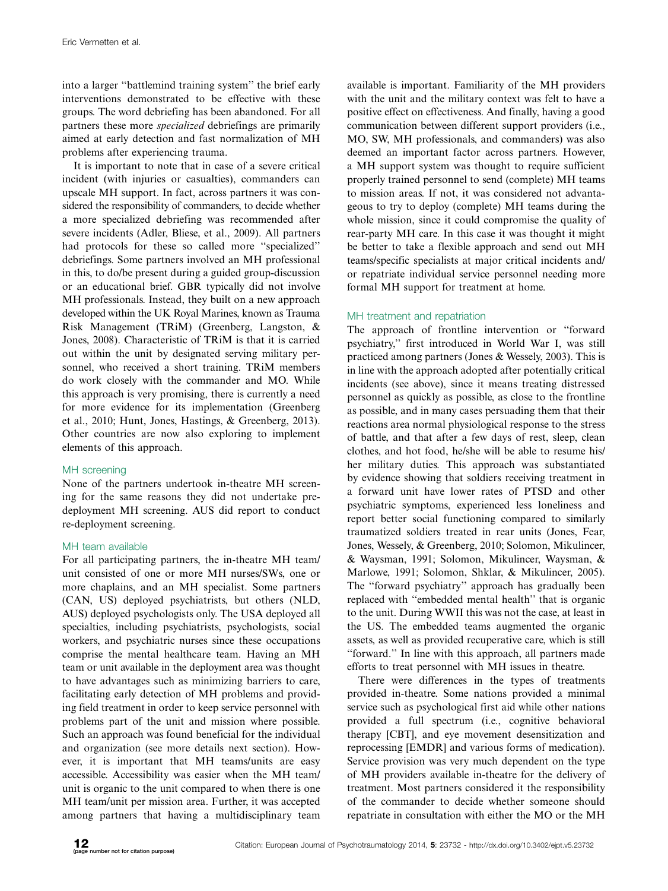into a larger "battlemind training system" the brief early interventions demonstrated to be effective with these groups. The word debriefing has been abandoned. For all partners these more *specialized* debriefings are primarily aimed at early detection and fast normalization of MH problems after experiencing trauma.

It is important to note that in case of a severe critical incident (with injuries or casualties), commanders can upscale MH support. In fact, across partners it was considered the responsibility of commanders, to decide whether a more specialized debriefing was recommended after severe incidents (Adler, Bliese, et al., 2009). All partners had protocols for these so called more "specialized" debriefings. Some partners involved an MH professional in this, to do/be present during a guided group-discussion or an educational brief. GBR typically did not involve MH professionals. Instead, they built on a new approach developed within the UK Royal Marines, known as Trauma Risk Management (TRiM) (Greenberg, Langston, & Jones, 2008). Characteristic of TRiM is that it is carried out within the unit by designated serving military personnel, who received a short training. TRiM members do work closely with the commander and MO. While this approach is very promising, there is currently a need for more evidence for its implementation (Greenberg et al., 2010; Hunt, Jones, Hastings, & Greenberg, 2013). Other countries are now also exploring to implement elements of this approach.

### MH screening

None of the partners undertook in-theatre MH screening for the same reasons they did not undertake predeployment MH screening. AUS did report to conduct re-deployment screening.

### MH team available

For all participating partners, the in-theatre MH team/unit consisted of one or more MH nurses/SWs, one or more chaplains, and an MH specialist. Some partners (CAN, US) deployed psychiatrists, but others (NLD, AUS) deployed psychologists only. The USA deployed all specialties, including psychiatrists, psychologists, social workers, and psychiatric nurses since these occupations comprise the mental healthcare team. Having an MH team or unit available in the deployment area was thought to have advantages such as minimizing barriers to care, facilitating early detection of MH problems and providing field treatment in order to keep service personnel with problems part of the unit and mission where possible. Such an approach was found beneficial for the individual and organization (see more details next section). However, it is important that MH teams/units are easy accessible. Accessibility was easier when the MH team/unit is organic to the unit compared to when there is one MH team/unit per mission area. Further, it was accepted among partners that having a multidisciplinary team available is important. Familiarity of the MH providers with the unit and the military context was felt to have a positive effect on effectiveness. And finally, having a good communication between different support providers (i.e., MO, SW, MH professionals, and commanders) was also deemed an important factor across partners. However, a MH support system was thought to require sufficient properly trained personnel to send (complete) MH teams to mission areas. If not, it was considered not advantageous to try to deploy (complete) MH teams during the whole mission, since it could compromise the quality of rear-party MH care. In this case it was thought it might be better to take a flexible approach and send out MH teams/specific specialists at major critical incidents and/or repatriate individual service personnel needing more formal MH support for treatment at home.

### MH treatment and repatriation

The approach of frontline intervention or "forward psychiatry," first introduced in World War I, was still practiced among partners (Jones & Wessely, 2003). This is in line with the approach adopted after potentially critical incidents (see above), since it means treating distressed personnel as quickly as possible, as close to the frontline as possible, and in many cases persuading them that their reactions area normal physiological response to the stress of battle, and that after a few days of rest, sleep, clean clothes, and hot food, he/she will be able to resume his/her military duties. This approach was substantiated by evidence showing that soldiers receiving treatment in a forward unit have lower rates of PTSD and other psychiatric symptoms, experienced less loneliness and report better social functioning compared to similarly traumatized soldiers treated in rear units (Jones, Fear, Jones, Wessely, & Greenberg, 2010; Solomon, Mikulincer, & Waysman, 1991; Solomon, Mikulincer, Waysman, & Marlowe, 1991; Solomon, Shklar, & Mikulincer, 2005). The "forward psychiatry" approach has gradually been replaced with "embedded mental health" that is organic to the unit. During WWII this was not the case, at least in the US. The embedded teams augmented the organic assets, as well as provided recuperative care, which is still "forward." In line with this approach, all partners made efforts to treat personnel with MH issues in theatre.

There were differences in the types of treatments provided in-theatre. Some nations provided a minimal service such as psychological first aid while other nations provided a full spectrum (i.e., cognitive behavioral therapy [CBT], and eye movement desensitization and reprocessing [EMDR] and various forms of medication). Service provision was very much dependent on the type of MH providers available in-theatre for the delivery of treatment. Most partners considered it the responsibility of the commander to decide whether someone should repatriate in consultation with either the MO or the MH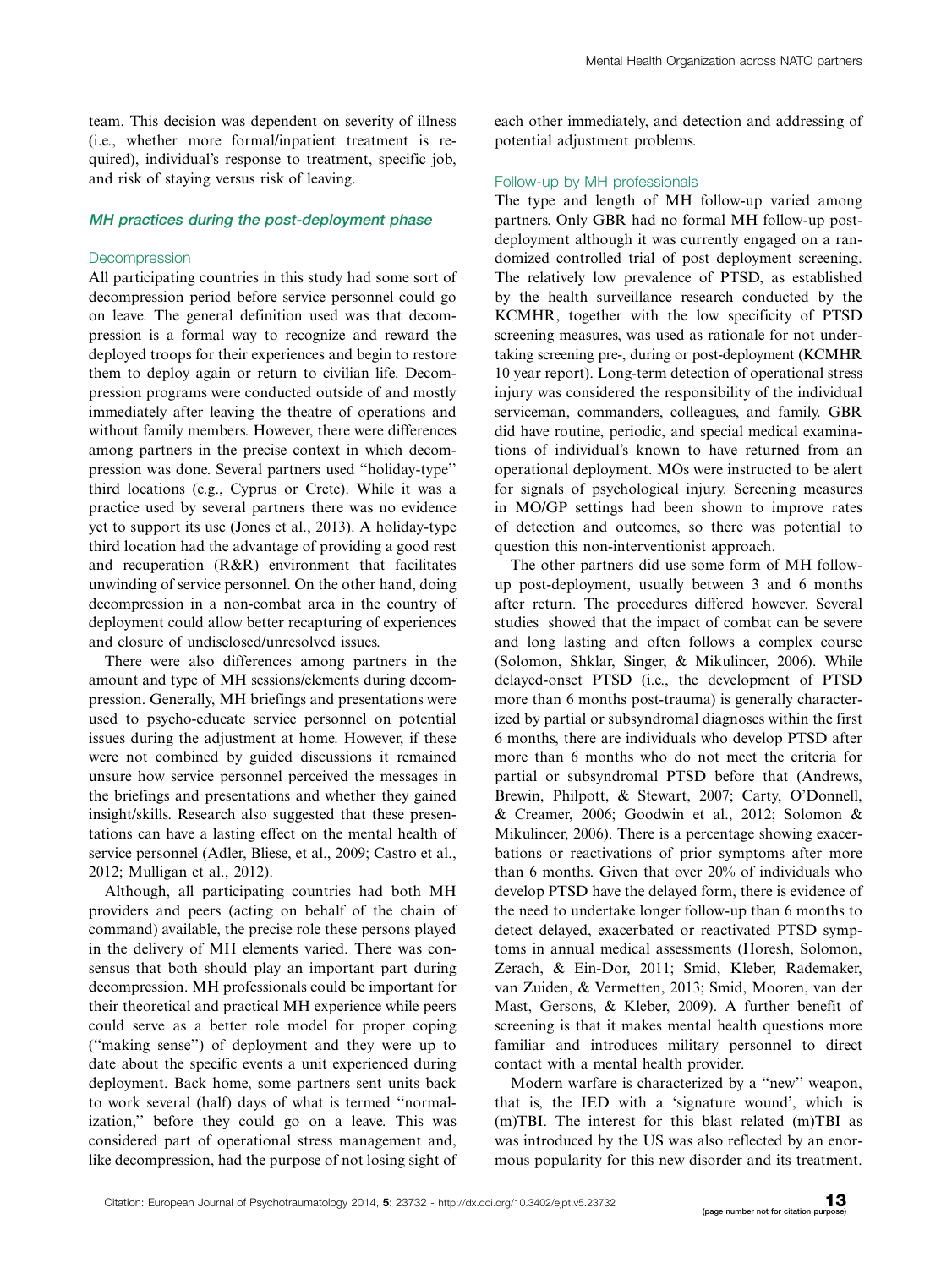team. This decision was dependent on severity of illness (i.e., whether more formal/inpatient treatment is required), individual's response to treatment, specific job, and risk of staying versus risk of leaving.

### *MH practices during the post-deployment phase*

#### Decompression

All participating countries in this study had some sort of decompression period before service personnel could go on leave. The general definition used was that decompression is a formal way to recognize and reward the deployed troops for their experiences and begin to restore them to deploy again or return to civilian life. Decompression programs were conducted outside of and mostly immediately after leaving the theatre of operations and without family members. However, there were differences among partners in the precise context in which decompression was done. Several partners used ''holiday-type'' third locations (e.g., Cyprus or Crete). While it was a practice used by several partners there was no evidence yet to support its use (Jones et al., 2013). A holiday-type third location had the advantage of providing a good rest and recuperation (R&R) environment that facilitates unwinding of service personnel. On the other hand, doing decompression in a non-combat area in the country of deployment could allow better recapturing of experiences and closure of undisclosed/unresolved issues.

There were also differences among partners in the amount and type of MH sessions/elements during decompression. Generally, MH briefings and presentations were used to psycho-educate service personnel on potential issues during the adjustment at home. However, if these were not combined by guided discussions it remained unsure how service personnel perceived the messages in the briefings and presentations and whether they gained insight/skills. Research also suggested that these presentations can have a lasting effect on the mental health of service personnel (Adler, Bliese, et al., 2009; Castro et al., 2012; Mulligan et al., 2012).

Although, all participating countries had both MH providers and peers (acting on behalf of the chain of command) available, the precise role these persons played in the delivery of MH elements varied. There was consensus that both should play an important part during decompression. MH professionals could be important for their theoretical and practical MH experience while peers could serve as a better role model for proper coping (''making sense'') of deployment and they were up to date about the specific events a unit experienced during deployment. Back home, some partners sent units back to work several (half) days of what is termed ''normalization,'' before they could go on a leave. This was considered part of operational stress management and, like decompression, had the purpose of not losing sight of each other immediately, and detection and addressing of potential adjustment problems.

#### Follow-up by MH professionals

The type and length of MH follow-up varied among partners. Only GBR had no formal MH follow-up post-deployment although it was currently engaged on a randomized controlled trial of post deployment screening. The relatively low prevalence of PTSD, as established by the health surveillance research conducted by the KCMHR, together with the low specificity of PTSD screening measures, was used as rationale for not undertaking screening pre-, during or post-deployment (KCMHR 10 year report). Long-term detection of operational stress injury was considered the responsibility of the individual serviceman, commanders, colleagues, and family. GBR did have routine, periodic, and special medical examinations of individual's known to have returned from an operational deployment. MOs were instructed to be alert for signals of psychological injury. Screening measures in MO/GP settings had been shown to improve rates of detection and outcomes, so there was potential to question this non-interventionist approach.

The other partners did use some form of MH follow-up post-deployment, usually between 3 and 6 months after return. The procedures differed however. Several studies showed that the impact of combat can be severe and long lasting and often follows a complex course (Solomon, Shklar, Singer, & Mikulincer, 2006). While delayed-onset PTSD (i.e., the development of PTSD more than 6 months post-trauma) is generally characterized by partial or subsyndromal diagnoses within the first 6 months, there are individuals who develop PTSD after more than 6 months who do not meet the criteria for partial or subsyndromal PTSD before that (Andrews, Brewin, Philpott, & Stewart, 2007; Carty, O'Donnell, & Creamer, 2006; Goodwin et al., 2012; Solomon & Mikulincer, 2006). There is a percentage showing exacerbations or reactivations of prior symptoms after more than 6 months. Given that over 20% of individuals who develop PTSD have the delayed form, there is evidence of the need to undertake longer follow-up than 6 months to detect delayed, exacerbated or reactivated PTSD symptoms in annual medical assessments (Horesh, Solomon, Zerach, & Ein-Dor, 2011; Smid, Kleber, Rademaker, van Zuiden, & Vermetten, 2013; Smid, Mooren, van der Mast, Gersons, & Kleber, 2009). A further benefit of screening is that it makes mental health questions more familiar and introduces military personnel to direct contact with a mental health provider.

Modern warfare is characterized by a ''new'' weapon, that is, the IED with a 'signature wound', which is (m)TBI. The interest for this blast related (m)TBI as was introduced by the US was also reflected by an enormous popularity for this new disorder and its treatment.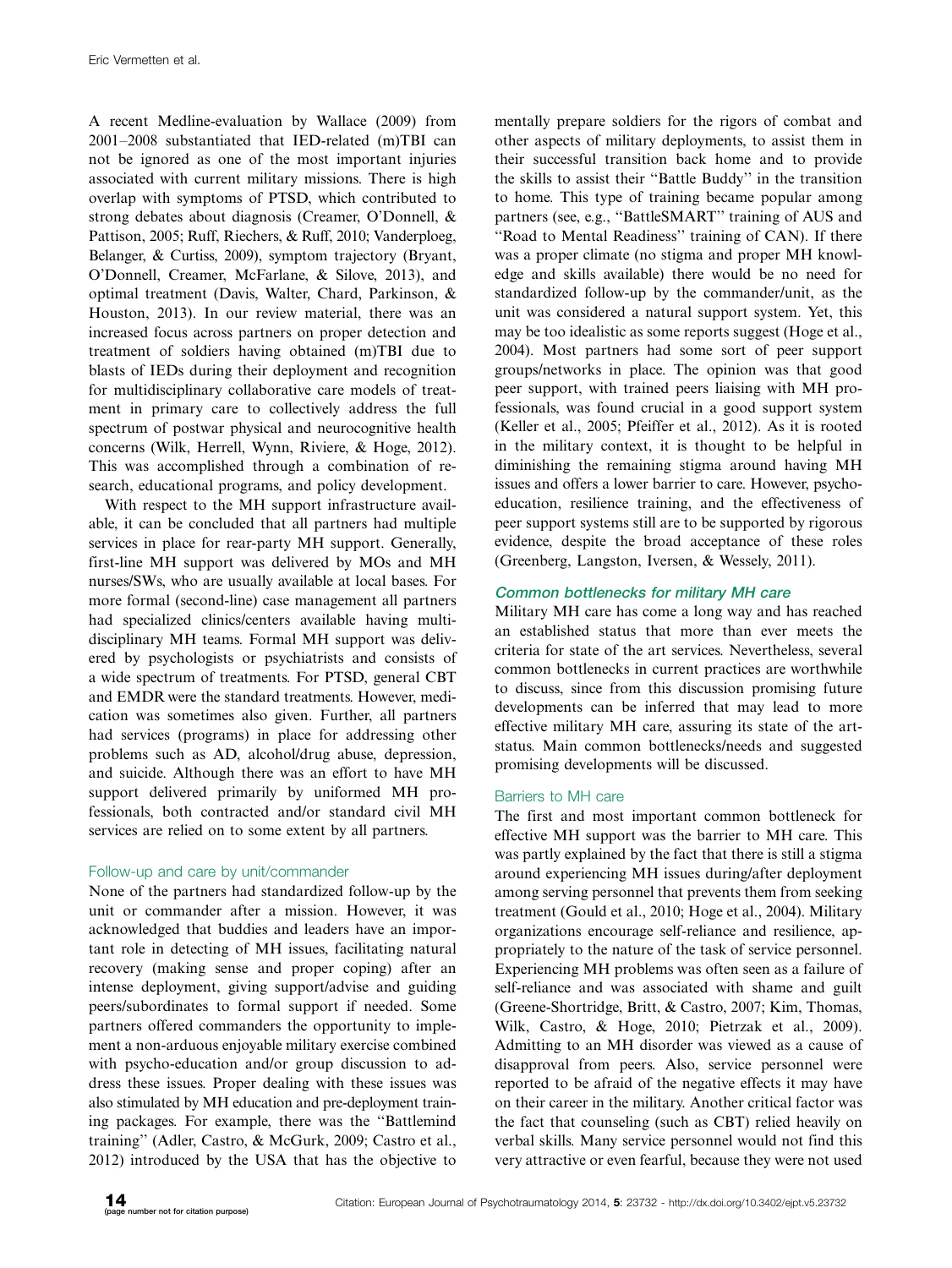A recent Medline-evaluation by Wallace (2009) from 2001–2008 substantiated that IED-related (m)TBI can not be ignored as one of the most important injuries associated with current military missions. There is high overlap with symptoms of PTSD, which contributed to strong debates about diagnosis (Creamer, O'Donnell, & Pattison, 2005; Ruff, Riechers, & Ruff, 2010; Vanderploeg, Belanger, & Curtiss, 2009), symptom trajectory (Bryant, O'Donnell, Creamer, McFarlane, & Silove, 2013), and optimal treatment (Davis, Walter, Chard, Parkinson, & Houston, 2013). In our review material, there was an increased focus across partners on proper detection and treatment of soldiers having obtained (m)TBI due to blasts of IEDs during their deployment and recognition for multidisciplinary collaborative care models of treatment in primary care to collectively address the full spectrum of postwar physical and neurocognitive health concerns (Wilk, Herrell, Wynn, Riviere, & Hoge, 2012). This was accomplished through a combination of research, educational programs, and policy development.

With respect to the MH support infrastructure available, it can be concluded that all partners had multiple services in place for rear-party MH support. Generally, first-line MH support was delivered by MOs and MH nurses/SWs, who are usually available at local bases. For more formal (second-line) case management all partners had specialized clinics/centers available having multidisciplinary MH teams. Formal MH support was delivered by psychologists or psychiatrists and consists of a wide spectrum of treatments. For PTSD, general CBT and EMDR were the standard treatments. However, medication was sometimes also given. Further, all partners had services (programs) in place for addressing other problems such as AD, alcohol/drug abuse, depression, and suicide. Although there was an effort to have MH support delivered primarily by uniformed MH professionals, both contracted and/or standard civil MH services are relied on to some extent by all partners.

### Follow-up and care by unit/commander

None of the partners had standardized follow-up by the unit or commander after a mission. However, it was acknowledged that buddies and leaders have an important role in detecting of MH issues, facilitating natural recovery (making sense and proper coping) after an intense deployment, giving support/advise and guiding peers/subordinates to formal support if needed. Some partners offered commanders the opportunity to implement a non-arduous enjoyable military exercise combined with psycho-education and/or group discussion to address these issues. Proper dealing with these issues was also stimulated by MH education and pre-deployment training packages. For example, there was the "Battlemind training" (Adler, Castro, & McGurk, 2009; Castro et al., 2012) introduced by the USA that has the objective to mentally prepare soldiers for the rigors of combat and other aspects of military deployments, to assist them in their successful transition back home and to provide the skills to assist their "Battle Buddy" in the transition to home. This type of training became popular among partners (see, e.g., "BattleSMART" training of AUS and "Road to Mental Readiness" training of CAN). If there was a proper climate (no stigma and proper MH knowledge and skills available) there would be no need for standardized follow-up by the commander/unit, as the unit was considered a natural support system. Yet, this may be too idealistic as some reports suggest (Hoge et al., 2004). Most partners had some sort of peer support groups/networks in place. The opinion was that good peer support, with trained peers liaising with MH professionals, was found crucial in a good support system (Keller et al., 2005; Pfeiffer et al., 2012). As it is rooted in the military context, it is thought to be helpful in diminishing the remaining stigma around having MH issues and offers a lower barrier to care. However, psychoeducation, resilience training, and the effectiveness of peer support systems still are to be supported by rigorous evidence, despite the broad acceptance of these roles (Greenberg, Langston, Iversen, & Wessely, 2011).

## Common bottlenecks for military MH care

Military MH care has come a long way and has reached an established status that more than ever meets the criteria for state of the art services. Nevertheless, several common bottlenecks in current practices are worthwhile to discuss, since from this discussion promising future developments can be inferred that may lead to more effective military MH care, assuring its state of the art-status. Main common bottlenecks/needs and suggested promising developments will be discussed.

### Barriers to MH care

The first and most important common bottleneck for effective MH support was the barrier to MH care. This was partly explained by the fact that there is still a stigma around experiencing MH issues during/after deployment among serving personnel that prevents them from seeking treatment (Gould et al., 2010; Hoge et al., 2004). Military organizations encourage self-reliance and resilience, appropriately to the nature of the task of service personnel. Experiencing MH problems was often seen as a failure of self-reliance and was associated with shame and guilt (Greene-Shortridge, Britt, & Castro, 2007; Kim, Thomas, Wilk, Castro, & Hoge, 2010; Pietrzak et al., 2009). Admitting to an MH disorder was viewed as a cause of disapproval from peers. Also, service personnel were reported to be afraid of the negative effects it may have on their career in the military. Another critical factor was the fact that counseling (such as CBT) relied heavily on verbal skills. Many service personnel would not find this very attractive or even fearful, because they were not used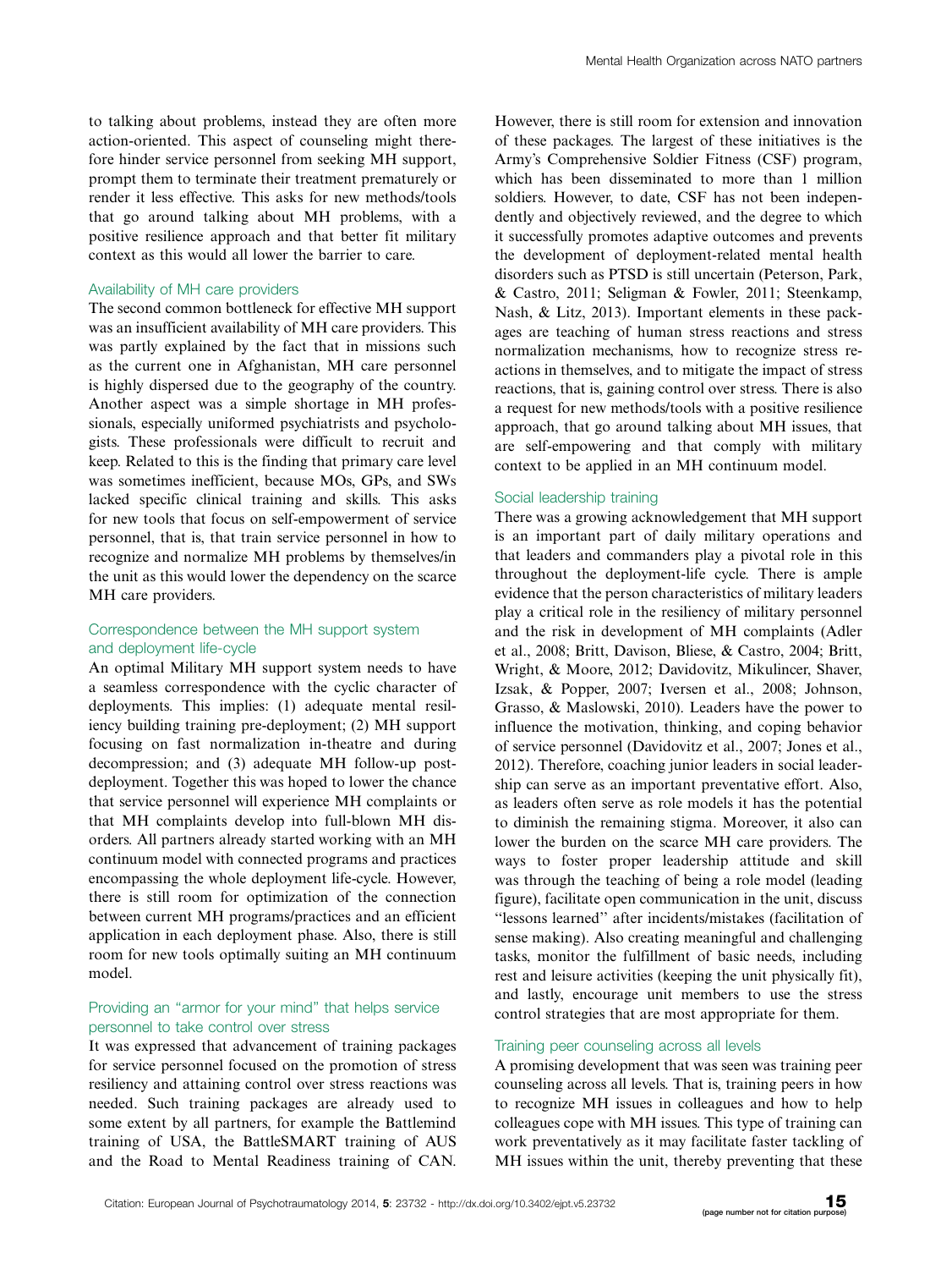to talking about problems, instead they are often more action-oriented. This aspect of counseling might therefore hinder service personnel from seeking MH support, prompt them to terminate their treatment prematurely or render it less effective. This asks for new methods/tools that go around talking about MH problems, with a positive resilience approach and that better fit military context as this would all lower the barrier to care.

### Availability of MH care providers

The second common bottleneck for effective MH support was an insufficient availability of MH care providers. This was partly explained by the fact that in missions such as the current one in Afghanistan, MH care personnel is highly dispersed due to the geography of the country. Another aspect was a simple shortage in MH professionals, especially uniformed psychiatrists and psychologists. These professionals were difficult to recruit and keep. Related to this is the finding that primary care level was sometimes inefficient, because MOs, GPs, and SWs lacked specific clinical training and skills. This asks for new tools that focus on self-empowerment of service personnel, that is, that train service personnel in how to recognize and normalize MH problems by themselves/in the unit as this would lower the dependency on the scarce MH care providers.

### Correspondence between the MH support system and deployment life-cycle

An optimal Military MH support system needs to have a seamless correspondence with the cyclic character of deployments. This implies: (1) adequate mental resiliency building training pre-deployment; (2) MH support focusing on fast normalization in-theatre and during decompression; and (3) adequate MH follow-up post-deployment. Together this was hoped to lower the chance that service personnel will experience MH complaints or that MH complaints develop into full-blown MH disorders. All partners already started working with an MH continuum model with connected programs and practices encompassing the whole deployment life-cycle. However, there is still room for optimization of the connection between current MH programs/practices and an efficient application in each deployment phase. Also, there is still room for new tools optimally suiting an MH continuum model.

### Providing an "armor for your mind" that helps service personnel to take control over stress

It was expressed that advancement of training packages for service personnel focused on the promotion of stress resiliency and attaining control over stress reactions was needed. Such training packages are already used to some extent by all partners, for example the Battlemind training of USA, the BattleSMART training of AUS and the Road to Mental Readiness training of CAN. However, there is still room for extension and innovation of these packages. The largest of these initiatives is the Army's Comprehensive Soldier Fitness (CSF) program, which has been disseminated to more than 1 million soldiers. However, to date, CSF has not been independently and objectively reviewed, and the degree to which it successfully promotes adaptive outcomes and prevents the development of deployment-related mental health disorders such as PTSD is still uncertain (Peterson, Park, & Castro, 2011; Seligman & Fowler, 2011; Steenkamp, Nash, & Litz, 2013). Important elements in these packages are teaching of human stress reactions and stress normalization mechanisms, how to recognize stress reactions in themselves, and to mitigate the impact of stress reactions, that is, gaining control over stress. There is also a request for new methods/tools with a positive resilience approach, that go around talking about MH issues, that are self-empowering and that comply with military context to be applied in an MH continuum model.

### Social leadership training

There was a growing acknowledgement that MH support is an important part of daily military operations and that leaders and commanders play a pivotal role in this throughout the deployment-life cycle. There is ample evidence that the person characteristics of military leaders play a critical role in the resiliency of military personnel and the risk in development of MH complaints (Adler et al., 2008; Britt, Davison, Bliese, & Castro, 2004; Britt, Wright, & Moore, 2012; Davidovitz, Mikulincer, Shaver, Izsak, & Popper, 2007; Iversen et al., 2008; Johnson, Grasso, & Maslowski, 2010). Leaders have the power to influence the motivation, thinking, and coping behavior of service personnel (Davidovitz et al., 2007; Jones et al., 2012). Therefore, coaching junior leaders in social leadership can serve as an important preventative effort. Also, as leaders often serve as role models it has the potential to diminish the remaining stigma. Moreover, it also can lower the burden on the scarce MH care providers. The ways to foster proper leadership attitude and skill was through the teaching of being a role model (leading figure), facilitate open communication in the unit, discuss "lessons learned" after incidents/mistakes (facilitation of sense making). Also creating meaningful and challenging tasks, monitor the fulfillment of basic needs, including rest and leisure activities (keeping the unit physically fit), and lastly, encourage unit members to use the stress control strategies that are most appropriate for them.

### Training peer counseling across all levels

A promising development that was seen was training peer counseling across all levels. That is, training peers in how to recognize MH issues in colleagues and how to help colleagues cope with MH issues. This type of training can work preventatively as it may facilitate faster tackling of MH issues within the unit, thereby preventing that these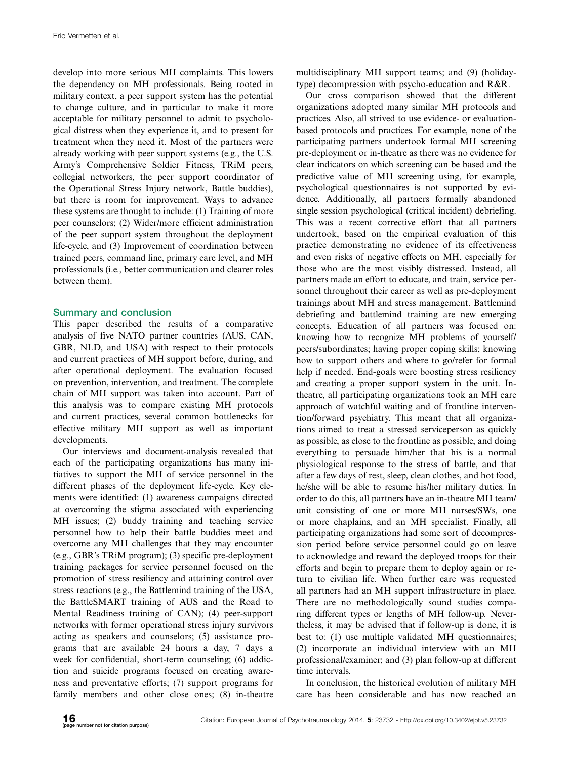develop into more serious MH complaints. This lowers the dependency on MH professionals. Being rooted in military context, a peer support system has the potential to change culture, and in particular to make it more acceptable for military personnel to admit to psychological distress when they experience it, and to present for treatment when they need it. Most of the partners were already working with peer support systems (e.g., the U.S. Army's Comprehensive Soldier Fitness, TRiM peers, collegial networkers, the peer support coordinator of the Operational Stress Injury network, Battle buddies), but there is room for improvement. Ways to advance these systems are thought to include: (1) Training of more peer counselors; (2) Wider/more efficient administration of the peer support system throughout the deployment life-cycle, and (3) Improvement of coordination between trained peers, command line, primary care level, and MH professionals (i.e., better communication and clearer roles between them).

## Summary and conclusion

This paper described the results of a comparative analysis of five NATO partner countries (AUS, CAN, GBR, NLD, and USA) with respect to their protocols and current practices of MH support before, during, and after operational deployment. The evaluation focused on prevention, intervention, and treatment. The complete chain of MH support was taken into account. Part of this analysis was to compare existing MH protocols and current practices, several common bottlenecks for effective military MH support as well as important developments.

Our interviews and document-analysis revealed that each of the participating organizations has many initiatives to support the MH of service personnel in the different phases of the deployment life-cycle. Key elements were identified: (1) awareness campaigns directed at overcoming the stigma associated with experiencing MH issues; (2) buddy training and teaching service personnel how to help their battle buddies meet and overcome any MH challenges that they may encounter (e.g., GBR's TRiM program); (3) specific pre-deployment training packages for service personnel focused on the promotion of stress resiliency and attaining control over stress reactions (e.g., the Battlemind training of the USA, the BattleSMART training of AUS and the Road to Mental Readiness training of CAN); (4) peer-support networks with former operational stress injury survivors acting as speakers and counselors; (5) assistance programs that are available 24 hours a day, 7 days a week for confidential, short-term counseling; (6) addiction and suicide programs focused on creating awareness and preventative efforts; (7) support programs for family members and other close ones; (8) in-theatre multidisciplinary MH support teams; and (9) (holiday-type) decompression with psycho-education and R&R.

Our cross comparison showed that the different organizations adopted many similar MH protocols and practices. Also, all strived to use evidence- or evaluation-based protocols and practices. For example, none of the participating partners undertook formal MH screening pre-deployment or in-theatre as there was no evidence for clear indicators on which screening can be based and the predictive value of MH screening using, for example, psychological questionnaires is not supported by evidence. Additionally, all partners formally abandoned single session psychological (critical incident) debriefing. This was a recent corrective effort that all partners undertook, based on the empirical evaluation of this practice demonstrating no evidence of its effectiveness and even risks of negative effects on MH, especially for those who are the most visibly distressed. Instead, all partners made an effort to educate, and train, service personnel throughout their career as well as pre-deployment trainings about MH and stress management. Battlemind debriefing and battlemind training are new emerging concepts. Education of all partners was focused on: knowing how to recognize MH problems of yourself/peers/subordinates; having proper coping skills; knowing how to support others and where to go/refer for formal help if needed. End-goals were boosting stress resiliency and creating a proper support system in the unit. In-theatre, all participating organizations took an MH care approach of watchful waiting and of frontline intervention/forward psychiatry. This meant that all organizations aimed to treat a stressed serviceperson as quickly as possible, as close to the frontline as possible, and doing everything to persuade him/her that his is a normal physiological response to the stress of battle, and that after a few days of rest, sleep, clean clothes, and hot food, he/she will be able to resume his/her military duties. In order to do this, all partners have an in-theatre MH team/unit consisting of one or more MH nurses/SWs, one or more chaplains, and an MH specialist. Finally, all participating organizations had some sort of decompression period before service personnel could go on leave to acknowledge and reward the deployed troops for their efforts and begin to prepare them to deploy again or return to civilian life. When further care was requested all partners had an MH support infrastructure in place. There are no methodologically sound studies comparing different types or lengths of MH follow-up. Nevertheless, it may be advised that if follow-up is done, it is best to: (1) use multiple validated MH questionnaires; (2) incorporate an individual interview with an MH professional/examiner; and (3) plan follow-up at different time intervals.

In conclusion, the historical evolution of military MH care has been considerable and has now reached an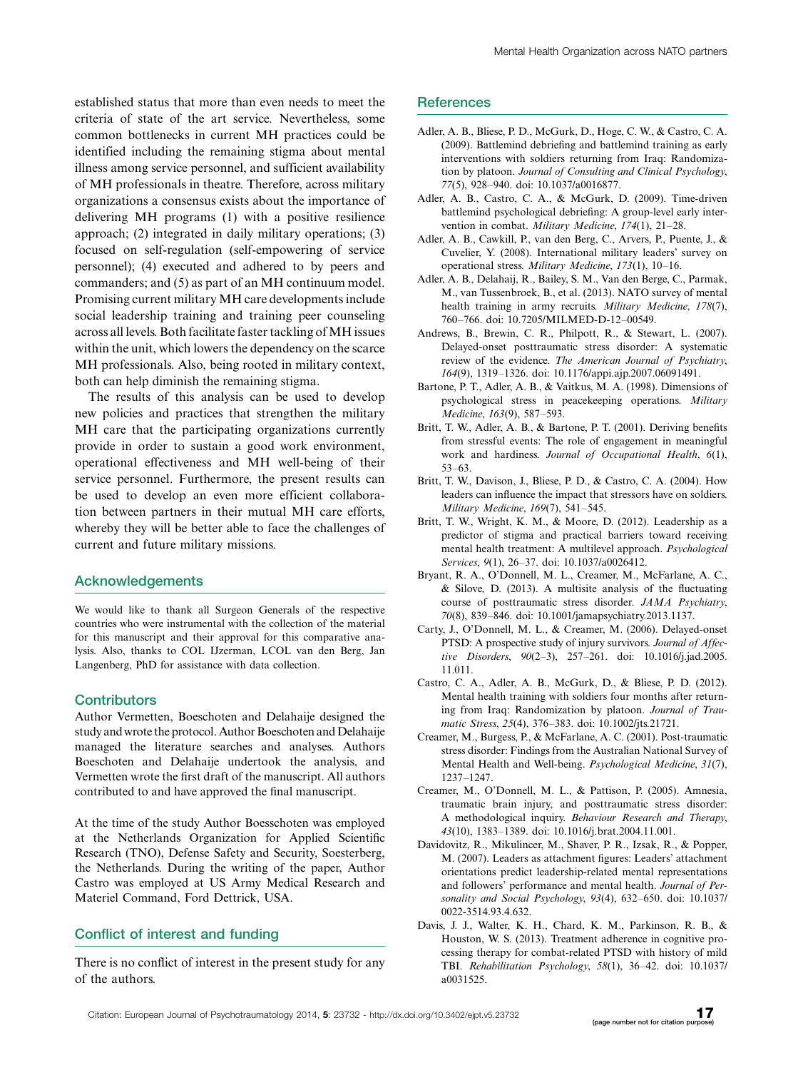established status that more than even needs to meet the criteria of state of the art service. Nevertheless, some common bottlenecks in current MH practices could be identified including the remaining stigma about mental illness among service personnel, and sufficient availability of MH professionals in theatre. Therefore, across military organizations a consensus exists about the importance of delivering MH programs (1) with a positive resilience approach; (2) integrated in daily military operations; (3) focused on self-regulation (self-empowering of service personnel); (4) executed and adhered to by peers and commanders; and (5) as part of an MH continuum model. Promising current military MH care developments include social leadership training and training peer counseling across all levels. Both facilitate faster tackling of MH issues within the unit, which lowers the dependency on the scarce MH professionals. Also, being rooted in military context, both can help diminish the remaining stigma.

The results of this analysis can be used to develop new policies and practices that strengthen the military MH care that the participating organizations currently provide in order to sustain a good work environment, operational effectiveness and MH well-being of their service personnel. Furthermore, the present results can be used to develop an even more efficient collaboration between partners in their mutual MH care efforts, whereby they will be better able to face the challenges of current and future military missions.

## Acknowledgements

We would like to thank all Surgeon Generals of the respective countries who were instrumental with the collection of the material for this manuscript and their approval for this comparative analysis. Also, thanks to COL IJzerman, LCOL van den Berg, Jan Langenberg, PhD for assistance with data collection.

### Contributors

Author Vermetten, Boeschoten and Delahaije designed the study and wrote the protocol. Author Boeschoten and Delahaije managed the literature searches and analyses. Authors Boeschoten and Delahaije undertook the analysis, and Vermetten wrote the first draft of the manuscript. All authors contributed to and have approved the final manuscript.

At the time of the study Author Boesschoten was employed at the Netherlands Organization for Applied Scientific Research (TNO), Defense Safety and Security, Soesterberg, the Netherlands. During the writing of the paper, Author Castro was employed at US Army Medical Research and Materiel Command, Ford Dettrick, USA.

## Conflict of interest and funding

There is no conflict of interest in the present study for any of the authors.

## References

Adler, A. B., Bliese, P. D., McGurk, D., Hoge, C. W., & Castro, C. A. (2009). Battlemind debriefing and battlemind training as early interventions with soldiers returning from Iraq: Randomization by platoon. *Journal of Consulting and Clinical Psychology*, *77*(5), 928–940. doi: 10.1037/a0016877.

Adler, A. B., Castro, C. A., & McGurk, D. (2009). Time-driven battlemind psychological debriefing: A group-level early intervention in combat. *Military Medicine*, *174*(1), 21–28.

Adler, A. B., Cawkill, P., van den Berg, C., Arvers, P., Puente, J., & Cuvelier, Y. (2008). International military leaders' survey on operational stress. *Military Medicine*, *173*(1), 10–16.

Adler, A. B., Delahaij, R., Bailey, S. M., Van den Berge, C., Parmak, M., van Tussenbroek, B., et al. (2013). NATO survey of mental health training in army recruits. *Military Medicine*, *178*(7), 760–766. doi: 10.7205/MILMED-D-12–00549.

Andrews, B., Brewin, C. R., Philpott, R., & Stewart, L. (2007). Delayed-onset posttraumatic stress disorder: A systematic review of the evidence. *The American Journal of Psychiatry*, *164*(9), 1319–1326. doi: 10.1176/appi.ajp.2007.06091491.

Bartone, P. T., Adler, A. B., & Vaitkus, M. A. (1998). Dimensions of psychological stress in peacekeeping operations. *Military Medicine*, *163*(9), 587–593.

Britt, T. W., Adler, A. B., & Bartone, P. T. (2001). Deriving benefits from stressful events: The role of engagement in meaningful work and hardiness. *Journal of Occupational Health*, *6*(1), 53–63.

Britt, T. W., Davison, J., Bliese, P. D., & Castro, C. A. (2004). How leaders can influence the impact that stressors have on soldiers. *Military Medicine*, *169*(7), 541–545.

Britt, T. W., Wright, K. M., & Moore, D. (2012). Leadership as a predictor of stigma and practical barriers toward receiving mental health treatment: A multilevel approach. *Psychological Services*, *9*(1), 26–37. doi: 10.1037/a0026412.

Bryant, R. A., O'Donnell, M. L., Creamer, M., McFarlane, A. C., & Silove, D. (2013). A multisite analysis of the fluctuating course of posttraumatic stress disorder. *JAMA Psychiatry*, *70*(8), 839–846. doi: 10.1001/jamapsychiatry.2013.1137.

Carty, J., O'Donnell, M. L., & Creamer, M. (2006). Delayed-onset PTSD: A prospective study of injury survivors. *Journal of Affective Disorders*, *90*(2–3), 257–261. doi: 10.1016/j.jad.2005.11.011.

Castro, C. A., Adler, A. B., McGurk, D., & Bliese, P. D. (2012). Mental health training with soldiers four months after returning from Iraq: Randomization by platoon. *Journal of Traumatic Stress*, *25*(4), 376–383. doi: 10.1002/jts.21721.

Creamer, M., Burgess, P., & McFarlane, A. C. (2001). Post-traumatic stress disorder: Findings from the Australian National Survey of Mental Health and Well-being. *Psychological Medicine*, *31*(7), 1237–1247.

Creamer, M., O'Donnell, M. L., & Pattison, P. (2005). Amnesia, traumatic brain injury, and posttraumatic stress disorder: A methodological inquiry. *Behaviour Research and Therapy*, *43*(10), 1383–1389. doi: 10.1016/j.brat.2004.11.001.

Davidovitz, R., Mikulincer, M., Shaver, P. R., Izsak, R., & Popper, M. (2007). Leaders as attachment figures: Leaders' attachment orientations predict leadership-related mental representations and followers' performance and mental health. *Journal of Personality and Social Psychology*, *93*(4), 632–650. doi: 10.1037/0022-3514.93.4.632.

Davis, J. J., Walter, K. H., Chard, K. M., Parkinson, R. B., & Houston, W. S. (2013). Treatment adherence in cognitive processing therapy for combat-related PTSD with history of mild TBI. *Rehabilitation Psychology*, *58*(1), 36–42. doi: 10.1037/a0031525.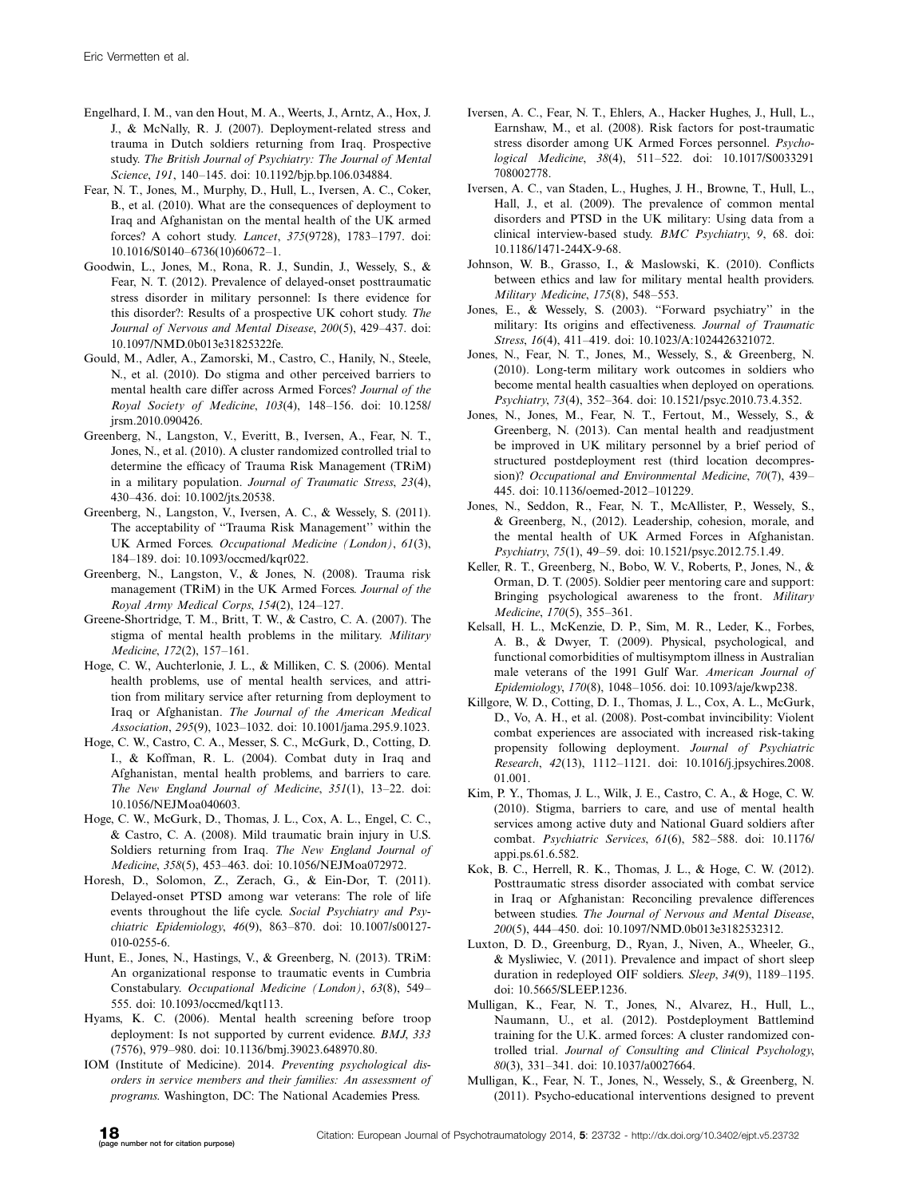Engelhard, I. M., van den Hout, M. A., Weerts, J., Arntz, A., Hox, J. J., & McNally, R. J. (2007). Deployment-related stress and trauma in Dutch soldiers returning from Iraq. Prospective study. *The British Journal of Psychiatry: The Journal of Mental Science*, *191*, 140–145. doi: 10.1192/bjp.bp.106.034884.

Fear, N. T., Jones, M., Murphy, D., Hull, L., Iversen, A. C., Coker, B., et al. (2010). What are the consequences of deployment to Iraq and Afghanistan on the mental health of the UK armed forces? A cohort study. *Lancet*, *375*(9728), 1783–1797. doi: 10.1016/S0140–6736(10)60672–1.

Goodwin, L., Jones, M., Rona, R. J., Sundin, J., Wessely, S., & Fear, N. T. (2012). Prevalence of delayed-onset posttraumatic stress disorder in military personnel: Is there evidence for this disorder?: Results of a prospective UK cohort study. *The Journal of Nervous and Mental Disease*, *200*(5), 429–437. doi: 10.1097/NMD.0b013e31825322fe.

Gould, M., Adler, A., Zamorski, M., Castro, C., Hanily, N., Steele, N., et al. (2010). Do stigma and other perceived barriers to mental health care differ across Armed Forces? *Journal of the Royal Society of Medicine*, *103*(4), 148–156. doi: 10.1258/jrsm.2010.090426.

Greenberg, N., Langston, V., Everitt, B., Iversen, A., Fear, N. T., Jones, N., et al. (2010). A cluster randomized controlled trial to determine the efficacy of Trauma Risk Management (TRiM) in a military population. *Journal of Traumatic Stress*, *23*(4), 430–436. doi: 10.1002/jts.20538.

Greenberg, N., Langston, V., Iversen, A. C., & Wessely, S. (2011). The acceptability of "Trauma Risk Management" within the UK Armed Forces. *Occupational Medicine (London)*, *61*(3), 184–189. doi: 10.1093/occmed/kqr022.

Greenberg, N., Langston, V., & Jones, N. (2008). Trauma risk management (TRiM) in the UK Armed Forces. *Journal of the Royal Army Medical Corps*, *154*(2), 124–127.

Greene-Shortridge, T. M., Britt, T. W., & Castro, C. A. (2007). The stigma of mental health problems in the military. *Military Medicine*, *172*(2), 157–161.

Hoge, C. W., Auchterlonie, J. L., & Milliken, C. S. (2006). Mental health problems, use of mental health services, and attrition from military service after returning from deployment to Iraq or Afghanistan. *The Journal of the American Medical Association*, *295*(9), 1023–1032. doi: 10.1001/jama.295.9.1023.

Hoge, C. W., Castro, C. A., Messer, S. C., McGurk, D., Cotting, D. I., & Koffman, R. L. (2004). Combat duty in Iraq and Afghanistan, mental health problems, and barriers to care. *The New England Journal of Medicine*, *351*(1), 13–22. doi: 10.1056/NEJMoa040603.

Hoge, C. W., McGurk, D., Thomas, J. L., Cox, A. L., Engel, C. C., & Castro, C. A. (2008). Mild traumatic brain injury in U.S. Soldiers returning from Iraq. *The New England Journal of Medicine*, *358*(5), 453–463. doi: 10.1056/NEJMoa072972.

Horesh, D., Solomon, Z., Zerach, G., & Ein-Dor, T. (2011). Delayed-onset PTSD among war veterans: The role of life events throughout the life cycle. *Social Psychiatry and Psychiatric Epidemiology*, *46*(9), 863–870. doi: 10.1007/s00127-010-0255-6.

Hunt, E., Jones, N., Hastings, V., & Greenberg, N. (2013). TRiM: An organizational response to traumatic events in Cumbria Constabulary. *Occupational Medicine (London)*, *63*(8), 549–555. doi: 10.1093/occmed/kqt113.

Hyams, K. C. (2006). Mental health screening before troop deployment: Is not supported by current evidence. *BMJ*, *333* (7576), 979–980. doi: 10.1136/bmj.39023.648970.80.

IOM (Institute of Medicine). 2014. *Preventing psychological disorders in service members and their families: An assessment of programs*. Washington, DC: The National Academies Press.

Iversen, A. C., Fear, N. T., Ehlers, A., Hacker Hughes, J., Hull, L., Earnshaw, M., et al. (2008). Risk factors for post-traumatic stress disorder among UK Armed Forces personnel. *Psychological Medicine*, *38*(4), 511–522. doi: 10.1017/S0033291708002778.

Iversen, A. C., van Staden, L., Hughes, J. H., Browne, T., Hull, L., Hall, J., et al. (2009). The prevalence of common mental disorders and PTSD in the UK military: Using data from a clinical interview-based study. *BMC Psychiatry*, *9*, 68. doi: 10.1186/1471-244X-9-68.

Johnson, W. B., Grasso, I., & Maslowski, K. (2010). Conflicts between ethics and law for military mental health providers. *Military Medicine*, *175*(8), 548–553.

Jones, E., & Wessely, S. (2003). "Forward psychiatry" in the military: Its origins and effectiveness. *Journal of Traumatic Stress*, *16*(4), 411–419. doi: 10.1023/A:1024426321072.

Jones, N., Fear, N. T., Jones, M., Wessely, S., & Greenberg, N. (2010). Long-term military work outcomes in soldiers who become mental health casualties when deployed on operations. *Psychiatry*, *73*(4), 352–364. doi: 10.1521/psyc.2010.73.4.352.

Jones, N., Jones, M., Fear, N. T., Fertout, M., Wessely, S., & Greenberg, N. (2013). Can mental health and readjustment be improved in UK military personnel by a brief period of structured postdeployment rest (third location decompression)? *Occupational and Environmental Medicine*, *70*(7), 439–445. doi: 10.1136/oemed-2012–101229.

Jones, N., Seddon, R., Fear, N. T., McAllister, P., Wessely, S., & Greenberg, N., (2012). Leadership, cohesion, morale, and the mental health of UK Armed Forces in Afghanistan. *Psychiatry*, *75*(1), 49–59. doi: 10.1521/psyc.2012.75.1.49.

Keller, R. T., Greenberg, N., Bobo, W. V., Roberts, P., Jones, N., & Orman, D. T. (2005). Soldier peer mentoring care and support: Bringing psychological awareness to the front. *Military Medicine*, *170*(5), 355–361.

Kelsall, H. L., McKenzie, D. P., Sim, M. R., Leder, K., Forbes, A. B., & Dwyer, T. (2009). Physical, psychological, and functional comorbidities of multisymptom illness in Australian male veterans of the 1991 Gulf War. *American Journal of Epidemiology*, *170*(8), 1048–1056. doi: 10.1093/aje/kwp238.

Killgore, W. D., Cotting, D. I., Thomas, J. L., Cox, A. L., McGurk, D., Vo, A. H., et al. (2008). Post-combat invincibility: Violent combat experiences are associated with increased risk-taking propensity following deployment. *Journal of Psychiatric Research*, *42*(13), 1112–1121. doi: 10.1016/j.jpsychires.2008.01.001.

Kim, P. Y., Thomas, J. L., Wilk, J. E., Castro, C. A., & Hoge, C. W. (2010). Stigma, barriers to care, and use of mental health services among active duty and National Guard soldiers after combat. *Psychiatric Services*, *61*(6), 582–588. doi: 10.1176/appi.ps.61.6.582.

Kok, B. C., Herrell, R. K., Thomas, J. L., & Hoge, C. W. (2012). Posttraumatic stress disorder associated with combat service in Iraq or Afghanistan: Reconciling prevalence differences between studies. *The Journal of Nervous and Mental Disease*, *200*(5), 444–450. doi: 10.1097/NMD.0b013e3182532312.

Luxton, D. D., Greenburg, D., Ryan, J., Niven, A., Wheeler, G., & Mysliwiec, V. (2011). Prevalence and impact of short sleep duration in redeployed OIF soldiers. *Sleep*, *34*(9), 1189–1195. doi: 10.5665/SLEEP.1236.

Mulligan, K., Fear, N. T., Jones, N., Alvarez, H., Hull, L., Naumann, U., et al. (2012). Postdeployment Battlemind training for the U.K. armed forces: A cluster randomized controlled trial. *Journal of Consulting and Clinical Psychology*, *80*(3), 331–341. doi: 10.1037/a0027664.

Mulligan, K., Fear, N. T., Jones, N., Wessely, S., & Greenberg, N. (2011). Psycho-educational interventions designed to prevent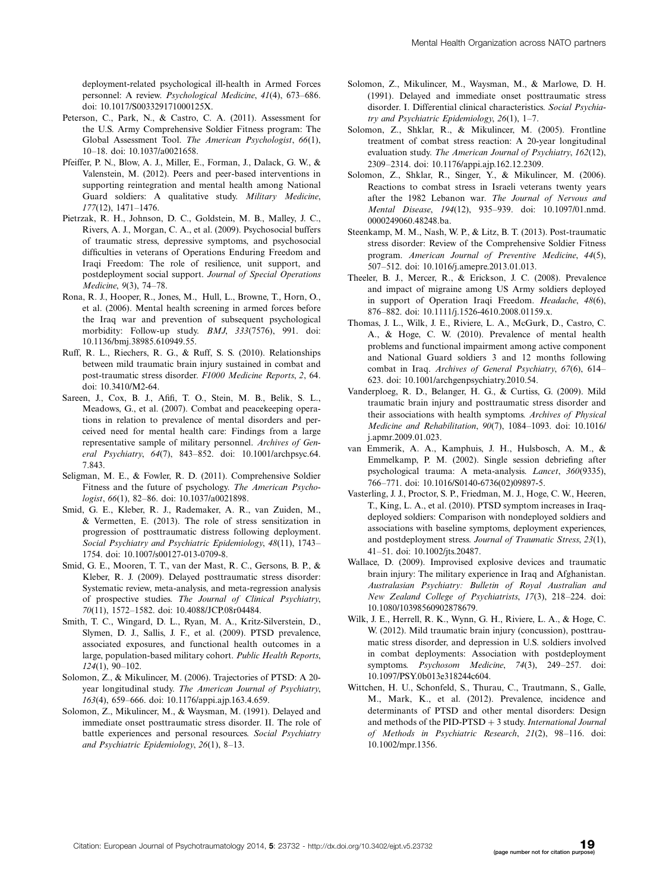deployment-related psychological ill-health in Armed Forces personnel: A review. *Psychological Medicine*, *41*(4), 673–686. doi: 10.1017/S003329171000125X.

Peterson, C., Park, N., & Castro, C. A. (2011). Assessment for the U.S. Army Comprehensive Soldier Fitness program: The Global Assessment Tool. *The American Psychologist*, *66*(1), 10–18. doi: 10.1037/a0021658.

Pfeiffer, P. N., Blow, A. J., Miller, E., Forman, J., Dalack, G. W., & Valenstein, M. (2012). Peers and peer-based interventions in supporting reintegration and mental health among National Guard soldiers: A qualitative study. *Military Medicine*, *177*(12), 1471–1476.

Pietrzak, R. H., Johnson, D. C., Goldstein, M. B., Malley, J. C., Rivers, A. J., Morgan, C. A., et al. (2009). Psychosocial buffers of traumatic stress, depressive symptoms, and psychosocial difficulties in veterans of Operations Enduring Freedom and Iraqi Freedom: The role of resilience, unit support, and postdeployment social support. *Journal of Special Operations Medicine*, *9*(3), 74–78.

Rona, R. J., Hooper, R., Jones, M., Hull, L., Browne, T., Horn, O., et al. (2006). Mental health screening in armed forces before the Iraq war and prevention of subsequent psychological morbidity: Follow-up study. *BMJ*, *333*(7576), 991. doi: 10.1136/bmj.38985.610949.55.

Ruff, R. L., Riechers, R. G., & Ruff, S. S. (2010). Relationships between mild traumatic brain injury sustained in combat and post-traumatic stress disorder. *F1000 Medicine Reports*, *2*, 64. doi: 10.3410/M2-64.

Sareen, J., Cox, B. J., Afifi, T. O., Stein, M. B., Belik, S. L., Meadows, G., et al. (2007). Combat and peacekeeping operations in relation to prevalence of mental disorders and perceived need for mental health care: Findings from a large representative sample of military personnel. *Archives of General Psychiatry*, *64*(7), 843–852. doi: 10.1001/archpsyc.64.7.843.

Seligman, M. E., & Fowler, R. D. (2011). Comprehensive Soldier Fitness and the future of psychology. *The American Psychologist*, *66*(1), 82–86. doi: 10.1037/a0021898.

Smid, G. E., Kleber, R. J., Rademaker, A. R., van Zuiden, M., & Vermetten, E. (2013). The role of stress sensitization in progression of posttraumatic distress following deployment. *Social Psychiatry and Psychiatric Epidemiology*, *48*(11), 1743–1754. doi: 10.1007/s00127-013-0709-8.

Smid, G. E., Mooren, T. T., van der Mast, R. C., Gersons, B. P., & Kleber, R. J. (2009). Delayed posttraumatic stress disorder: Systematic review, meta-analysis, and meta-regression analysis of prospective studies. *The Journal of Clinical Psychiatry*, *70*(11), 1572–1582. doi: 10.4088/JCP.08r04484.

Smith, T. C., Wingard, D. L., Ryan, M. A., Kritz-Silverstein, D., Slymen, D. J., Sallis, J. F., et al. (2009). PTSD prevalence, associated exposures, and functional health outcomes in a large, population-based military cohort. *Public Health Reports*, *124*(1), 90–102.

Solomon, Z., & Mikulincer, M. (2006). Trajectories of PTSD: A 20-year longitudinal study. *The American Journal of Psychiatry*, *163*(4), 659–666. doi: 10.1176/appi.ajp.163.4.659.

Solomon, Z., Mikulincer, M., & Waysman, M. (1991). Delayed and immediate onset posttraumatic stress disorder. II. The role of battle experiences and personal resources. *Social Psychiatry and Psychiatric Epidemiology*, *26*(1), 8–13.

Solomon, Z., Mikulincer, M., Waysman, M., & Marlowe, D. H. (1991). Delayed and immediate onset posttraumatic stress disorder. I. Differential clinical characteristics. *Social Psychiatry and Psychiatric Epidemiology*, *26*(1), 1–7.

Solomon, Z., Shklar, R., & Mikulincer, M. (2005). Frontline treatment of combat stress reaction: A 20-year longitudinal evaluation study. *The American Journal of Psychiatry*, *162*(12), 2309–2314. doi: 10.1176/appi.ajp.162.12.2309.

Solomon, Z., Shklar, R., Singer, Y., & Mikulincer, M. (2006). Reactions to combat stress in Israeli veterans twenty years after the 1982 Lebanon war. *The Journal of Nervous and Mental Disease*, *194*(12), 935–939. doi: 10.1097/01.nmd.0000249060.48248.ba.

Steenkamp, M. M., Nash, W. P., & Litz, B. T. (2013). Post-traumatic stress disorder: Review of the Comprehensive Soldier Fitness program. *American Journal of Preventive Medicine*, *44*(5), 507–512. doi: 10.1016/j.amepre.2013.01.013.

Theeler, B. J., Mercer, R., & Erickson, J. C. (2008). Prevalence and impact of migraine among US Army soldiers deployed in support of Operation Iraqi Freedom. *Headache*, *48*(6), 876–882. doi: 10.1111/j.1526-4610.2008.01159.x.

Thomas, J. L., Wilk, J. E., Riviere, L. A., McGurk, D., Castro, C. A., & Hoge, C. W. (2010). Prevalence of mental health problems and functional impairment among active component and National Guard soldiers 3 and 12 months following combat in Iraq. *Archives of General Psychiatry*, *67*(6), 614–623. doi: 10.1001/archgenpsychiatry.2010.54.

Vanderploeg, R. D., Belanger, H. G., & Curtiss, G. (2009). Mild traumatic brain injury and posttraumatic stress disorder and their associations with health symptoms. *Archives of Physical Medicine and Rehabilitation*, *90*(7), 1084–1093. doi: 10.1016/j.apmr.2009.01.023.

van Emmerik, A. A., Kamphuis, J. H., Hulsbosch, A. M., & Emmelkamp, P. M. (2002). Single session debriefing after psychological trauma: A meta-analysis. *Lancet*, *360*(9335), 766–771. doi: 10.1016/S0140-6736(02)09897-5.

Vasterling, J. J., Proctor, S. P., Friedman, M. J., Hoge, C. W., Heeren, T., King, L. A., et al. (2010). PTSD symptom increases in Iraq-deployed soldiers: Comparison with nondeployed soldiers and associations with baseline symptoms, deployment experiences, and postdeployment stress. *Journal of Traumatic Stress*, *23*(1), 41–51. doi: 10.1002/jts.20487.

Wallace, D. (2009). Improvised explosive devices and traumatic brain injury: The military experience in Iraq and Afghanistan. *Australasian Psychiatry: Bulletin of Royal Australian and New Zealand College of Psychiatrists*, *17*(3), 218–224. doi: 10.1080/10398560902878679.

Wilk, J. E., Herrell, R. K., Wynn, G. H., Riviere, L. A., & Hoge, C. W. (2012). Mild traumatic brain injury (concussion), posttraumatic stress disorder, and depression in U.S. soldiers involved in combat deployments: Association with postdeployment symptoms. *Psychosom Medicine*, *74*(3), 249–257. doi: 10.1097/PSY.0b013e318244c604.

Wittchen, H. U., Schonfeld, S., Thurau, C., Trautmann, S., Galle, M., Mark, K., et al. (2012). Prevalence, incidence and determinants of PTSD and other mental disorders: Design and methods of the PID-PTSD + 3 study. *International Journal of Methods in Psychiatric Research*, *21*(2), 98–116. doi: 10.1002/mpr.1356.